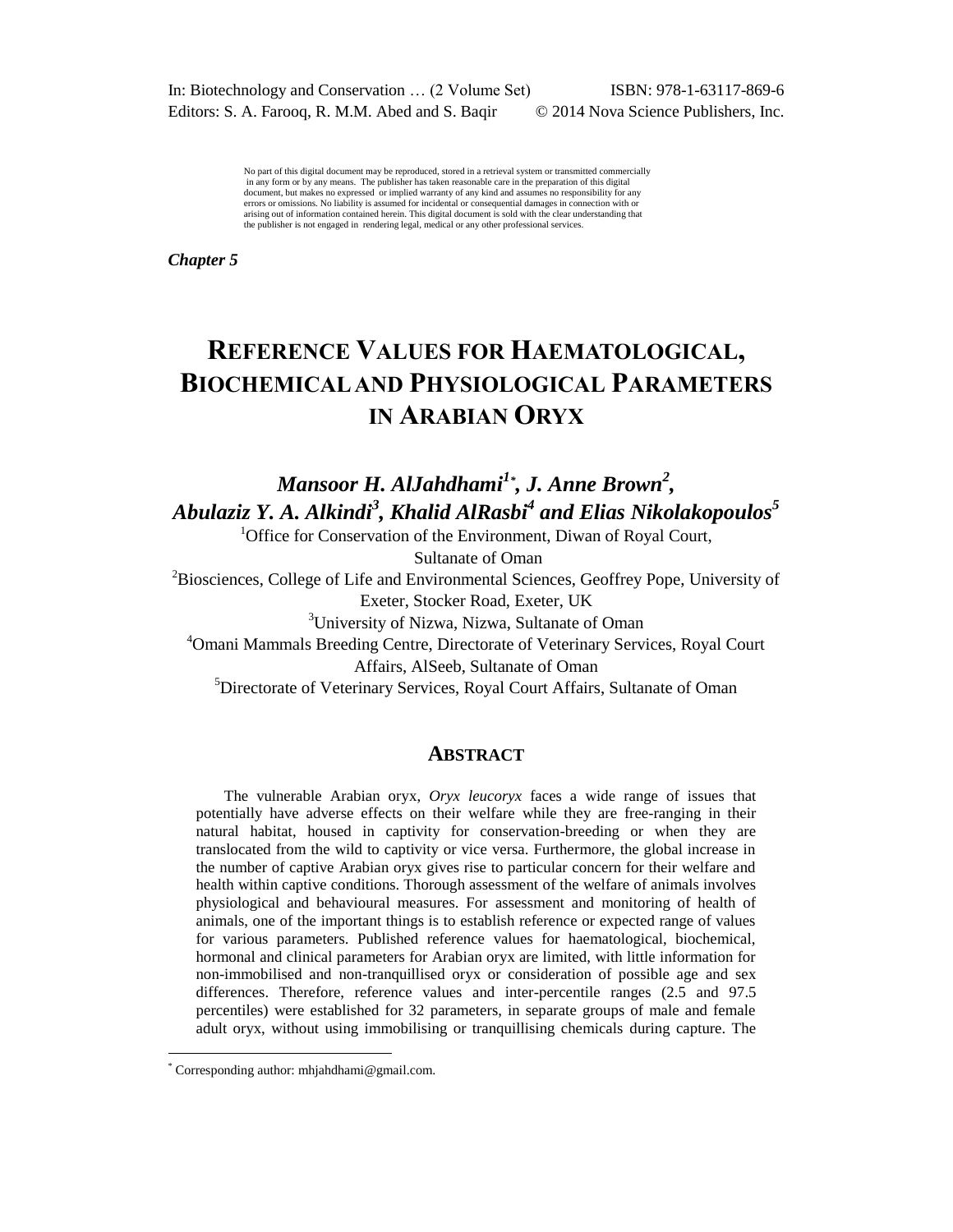In: Biotechnology and Conservation … (2 Volume Set) ISBN: 978-1-63117-869-6
Editors: S. A. Farooq, R. M.M. Abed and S. Baqir © 2014 Nova Science Publishers, Inc.

No part of this digital document may be reproduced, stored in a retrieval system or transmitted commercially in any form or by any means. The publisher has taken reasonable care in the preparation of this digital document, but makes no expressed or implied warranty of any kind and assumes no responsibility for any errors or omissions. No liability is assumed for incidental or consequential damages in connection with or arising out of information contained herein. This digital document is sold with the clear understanding that the publisher is not engaged in rendering legal, medical or any other professional services.

***Chapter 5***

# REFERENCE VALUES FOR HAEMATOLOGICAL, BIOCHEMICAL AND PHYSIOLOGICAL PARAMETERS IN ARABIAN ORYX

***Mansoor H. AlJahdhami[1*], J. Anne Brown[2], Abulaziz Y. A. Alkindi[3], Khalid AlRasbi[4] and Elias Nikolakopoulos[5]***

[1]Office for Conservation of the Environment, Diwan of Royal Court, Sultanate of Oman

[2]Biosciences, College of Life and Environmental Sciences, Geoffrey Pope, University of Exeter, Stocker Road, Exeter, UK

[3]University of Nizwa, Nizwa, Sultanate of Oman

[4]Omani Mammals Breeding Centre, Directorate of Veterinary Services, Royal Court Affairs, AlSeeb, Sultanate of Oman

[5]Directorate of Veterinary Services, Royal Court Affairs, Sultanate of Oman

## ABSTRACT

The vulnerable Arabian oryx, *Oryx leucoryx* faces a wide range of issues that potentially have adverse effects on their welfare while they are free-ranging in their natural habitat, housed in captivity for conservation-breeding or when they are translocated from the wild to captivity or vice versa. Furthermore, the global increase in the number of captive Arabian oryx gives rise to particular concern for their welfare and health within captive conditions. Thorough assessment of the welfare of animals involves physiological and behavioural measures. For assessment and monitoring of health of animals, one of the important things is to establish reference or expected range of values for various parameters. Published reference values for haematological, biochemical, hormonal and clinical parameters for Arabian oryx are limited, with little information for non-immobilised and non-tranquillised oryx or consideration of possible age and sex differences. Therefore, reference values and inter-percentile ranges (2.5 and 97.5 percentiles) were established for 32 parameters, in separate groups of male and female adult oryx, without using immobilising or tranquillising chemicals during capture. The

[*] Corresponding author: mhjahdhami@gmail.com.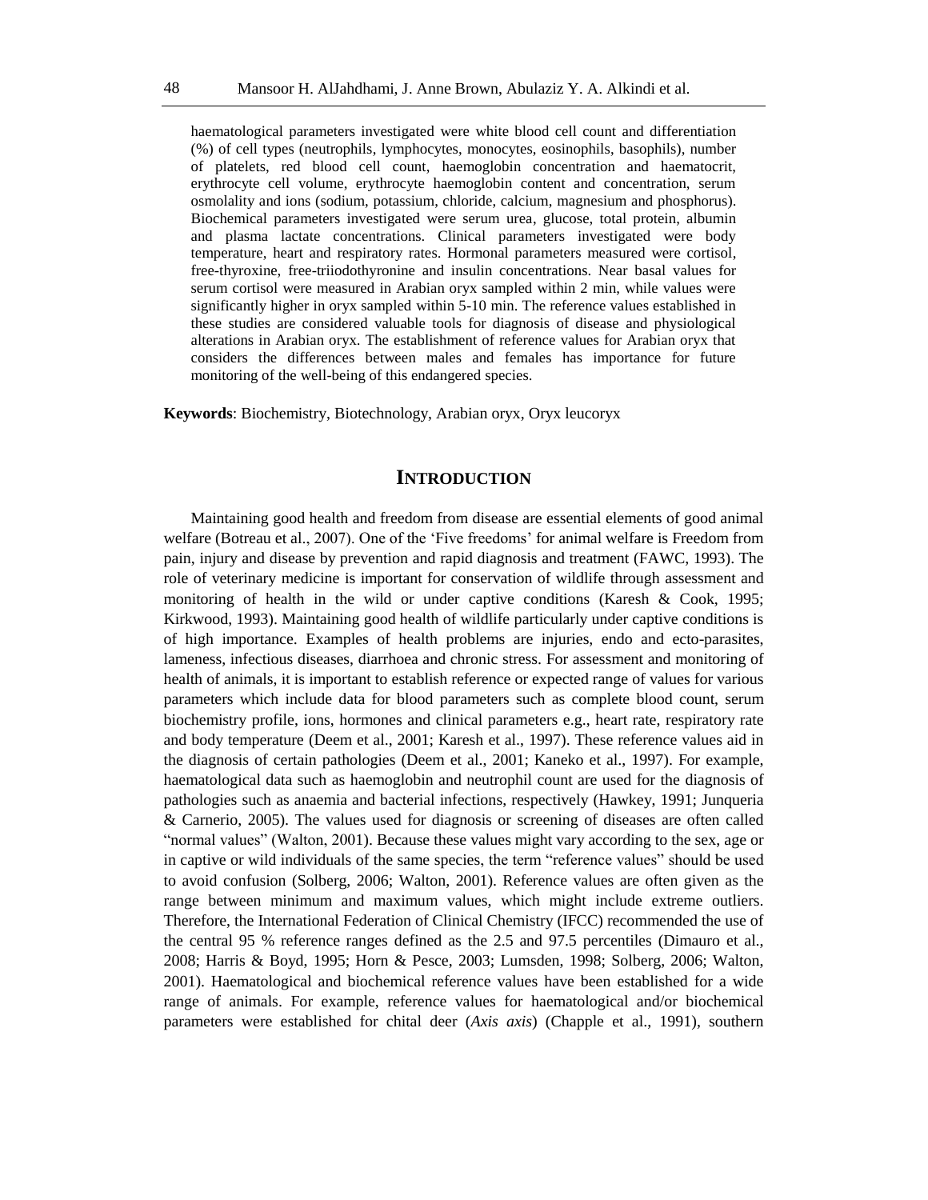haematological parameters investigated were white blood cell count and differentiation (%) of cell types (neutrophils, lymphocytes, monocytes, eosinophils, basophils), number of platelets, red blood cell count, haemoglobin concentration and haematocrit, erythrocyte cell volume, erythrocyte haemoglobin content and concentration, serum osmolality and ions (sodium, potassium, chloride, calcium, magnesium and phosphorus). Biochemical parameters investigated were serum urea, glucose, total protein, albumin and plasma lactate concentrations. Clinical parameters investigated were body temperature, heart and respiratory rates. Hormonal parameters measured were cortisol, free-thyroxine, free-triiodothyronine and insulin concentrations. Near basal values for serum cortisol were measured in Arabian oryx sampled within 2 min, while values were significantly higher in oryx sampled within 5-10 min. The reference values established in these studies are considered valuable tools for diagnosis of disease and physiological alterations in Arabian oryx. The establishment of reference values for Arabian oryx that considers the differences between males and females has importance for future monitoring of the well-being of this endangered species.

**Keywords**: Biochemistry, Biotechnology, Arabian oryx, Oryx leucoryx

## INTRODUCTION

Maintaining good health and freedom from disease are essential elements of good animal welfare (Botreau et al., 2007). One of the 'Five freedoms' for animal welfare is Freedom from pain, injury and disease by prevention and rapid diagnosis and treatment (FAWC, 1993). The role of veterinary medicine is important for conservation of wildlife through assessment and monitoring of health in the wild or under captive conditions (Karesh & Cook, 1995; Kirkwood, 1993). Maintaining good health of wildlife particularly under captive conditions is of high importance. Examples of health problems are injuries, endo and ecto-parasites, lameness, infectious diseases, diarrhoea and chronic stress. For assessment and monitoring of health of animals, it is important to establish reference or expected range of values for various parameters which include data for blood parameters such as complete blood count, serum biochemistry profile, ions, hormones and clinical parameters e.g., heart rate, respiratory rate and body temperature (Deem et al., 2001; Karesh et al., 1997). These reference values aid in the diagnosis of certain pathologies (Deem et al., 2001; Kaneko et al., 1997). For example, haematological data such as haemoglobin and neutrophil count are used for the diagnosis of pathologies such as anaemia and bacterial infections, respectively (Hawkey, 1991; Junqueria & Carnerio, 2005). The values used for diagnosis or screening of diseases are often called "normal values" (Walton, 2001). Because these values might vary according to the sex, age or in captive or wild individuals of the same species, the term "reference values" should be used to avoid confusion (Solberg, 2006; Walton, 2001). Reference values are often given as the range between minimum and maximum values, which might include extreme outliers. Therefore, the International Federation of Clinical Chemistry (IFCC) recommended the use of the central 95 % reference ranges defined as the 2.5 and 97.5 percentiles (Dimauro et al., 2008; Harris & Boyd, 1995; Horn & Pesce, 2003; Lumsden, 1998; Solberg, 2006; Walton, 2001). Haematological and biochemical reference values have been established for a wide range of animals. For example, reference values for haematological and/or biochemical parameters were established for chital deer (*Axis axis*) (Chapple et al., 1991), southern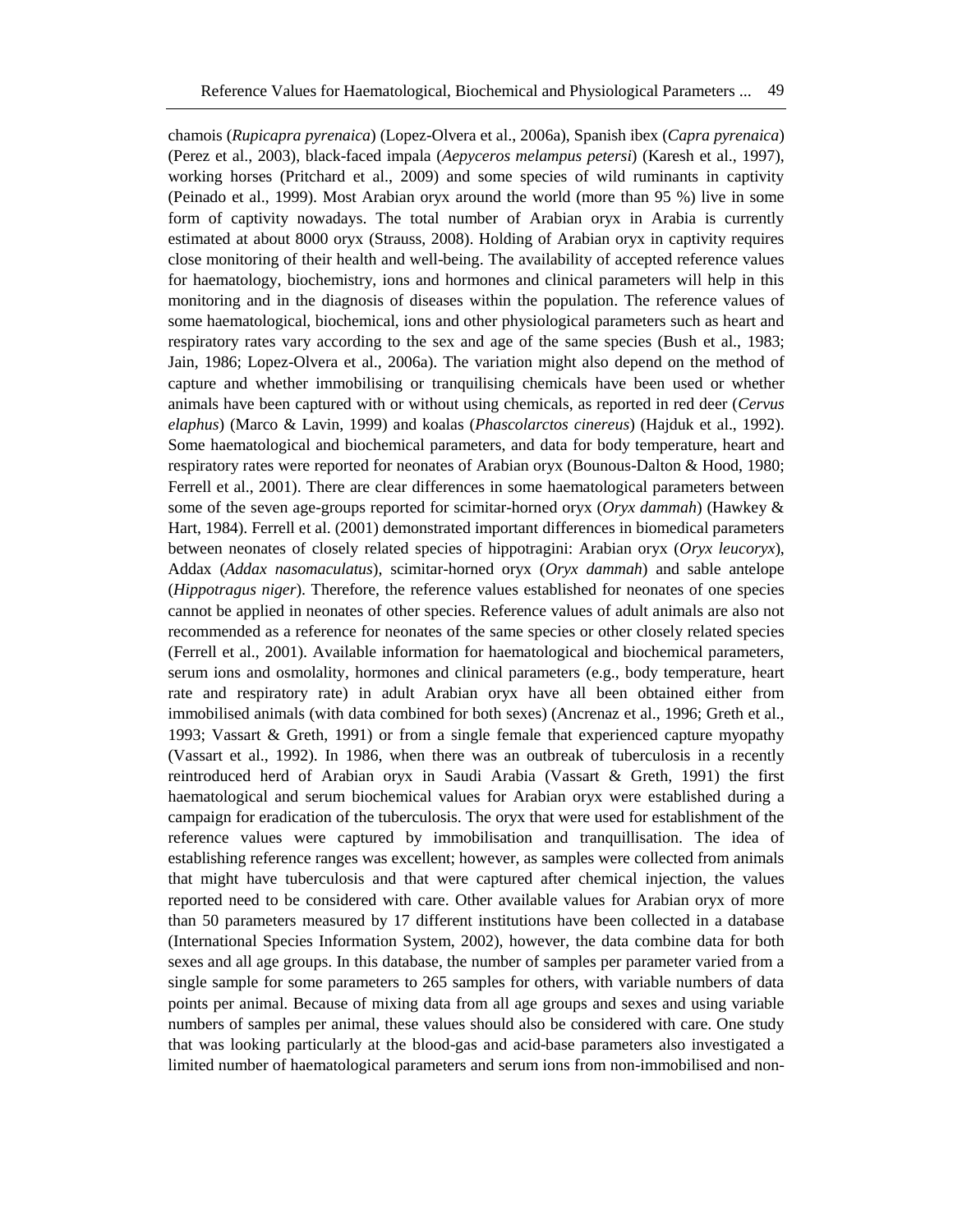chamois (*Rupicapra pyrenaica*) (Lopez-Olvera et al., 2006a), Spanish ibex (*Capra pyrenaica*) (Perez et al., 2003), black-faced impala (*Aepyceros melampus petersi*) (Karesh et al., 1997), working horses (Pritchard et al., 2009) and some species of wild ruminants in captivity (Peinado et al., 1999). Most Arabian oryx around the world (more than 95 %) live in some form of captivity nowadays. The total number of Arabian oryx in Arabia is currently estimated at about 8000 oryx (Strauss, 2008). Holding of Arabian oryx in captivity requires close monitoring of their health and well-being. The availability of accepted reference values for haematology, biochemistry, ions and hormones and clinical parameters will help in this monitoring and in the diagnosis of diseases within the population. The reference values of some haematological, biochemical, ions and other physiological parameters such as heart and respiratory rates vary according to the sex and age of the same species (Bush et al., 1983; Jain, 1986; Lopez-Olvera et al., 2006a). The variation might also depend on the method of capture and whether immobilising or tranquilising chemicals have been used or whether animals have been captured with or without using chemicals, as reported in red deer (*Cervus elaphus*) (Marco & Lavin, 1999) and koalas (*Phascolarctos cinereus*) (Hajduk et al., 1992). Some haematological and biochemical parameters, and data for body temperature, heart and respiratory rates were reported for neonates of Arabian oryx (Bounous-Dalton & Hood, 1980; Ferrell et al., 2001). There are clear differences in some haematological parameters between some of the seven age-groups reported for scimitar-horned oryx (*Oryx dammah*) (Hawkey & Hart, 1984). Ferrell et al. (2001) demonstrated important differences in biomedical parameters between neonates of closely related species of hippotragini: Arabian oryx (*Oryx leucoryx*), Addax (*Addax nasomaculatus*), scimitar-horned oryx (*Oryx dammah*) and sable antelope (*Hippotragus niger*). Therefore, the reference values established for neonates of one species cannot be applied in neonates of other species. Reference values of adult animals are also not recommended as a reference for neonates of the same species or other closely related species (Ferrell et al., 2001). Available information for haematological and biochemical parameters, serum ions and osmolality, hormones and clinical parameters (e.g., body temperature, heart rate and respiratory rate) in adult Arabian oryx have all been obtained either from immobilised animals (with data combined for both sexes) (Ancrenaz et al., 1996; Greth et al., 1993; Vassart & Greth, 1991) or from a single female that experienced capture myopathy (Vassart et al., 1992). In 1986, when there was an outbreak of tuberculosis in a recently reintroduced herd of Arabian oryx in Saudi Arabia (Vassart & Greth, 1991) the first haematological and serum biochemical values for Arabian oryx were established during a campaign for eradication of the tuberculosis. The oryx that were used for establishment of the reference values were captured by immobilisation and tranquillisation. The idea of establishing reference ranges was excellent; however, as samples were collected from animals that might have tuberculosis and that were captured after chemical injection, the values reported need to be considered with care. Other available values for Arabian oryx of more than 50 parameters measured by 17 different institutions have been collected in a database (International Species Information System, 2002), however, the data combine data for both sexes and all age groups. In this database, the number of samples per parameter varied from a single sample for some parameters to 265 samples for others, with variable numbers of data points per animal. Because of mixing data from all age groups and sexes and using variable numbers of samples per animal, these values should also be considered with care. One study that was looking particularly at the blood-gas and acid-base parameters also investigated a limited number of haematological parameters and serum ions from non-immobilised and non-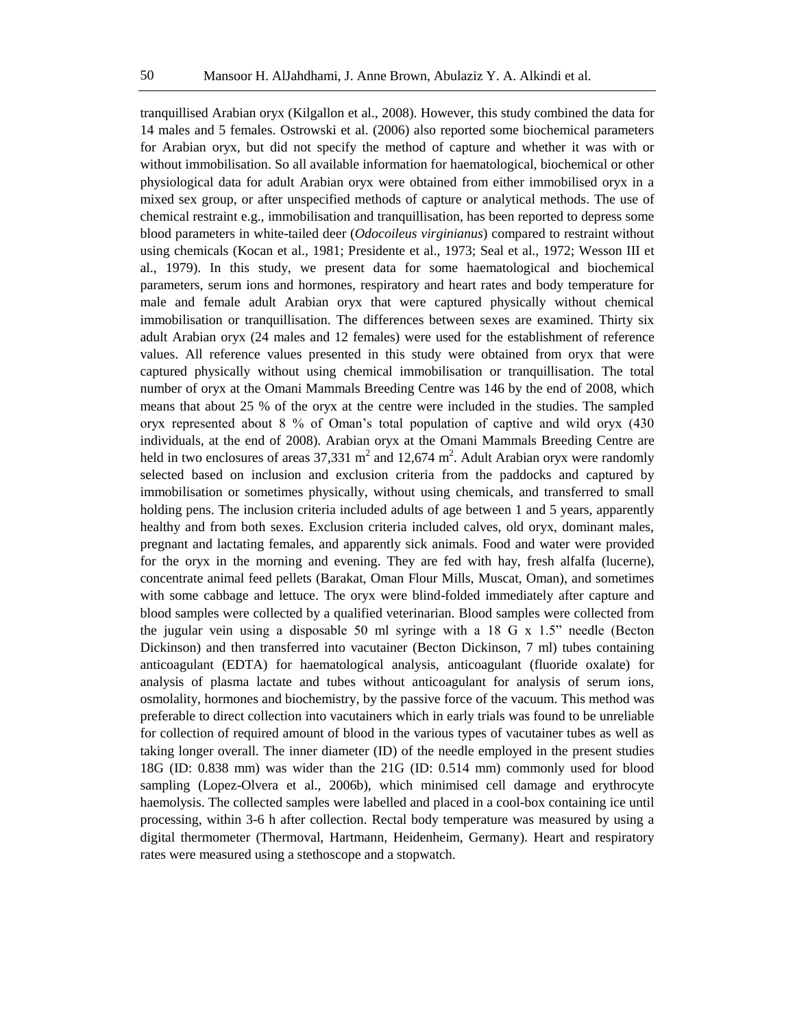tranquillised Arabian oryx (Kilgallon et al., 2008). However, this study combined the data for 14 males and 5 females. Ostrowski et al. (2006) also reported some biochemical parameters for Arabian oryx, but did not specify the method of capture and whether it was with or without immobilisation. So all available information for haematological, biochemical or other physiological data for adult Arabian oryx were obtained from either immobilised oryx in a mixed sex group, or after unspecified methods of capture or analytical methods. The use of chemical restraint e.g., immobilisation and tranquillisation, has been reported to depress some blood parameters in white-tailed deer (*Odocoileus virginianus*) compared to restraint without using chemicals (Kocan et al., 1981; Presidente et al., 1973; Seal et al., 1972; Wesson III et al., 1979). In this study, we present data for some haematological and biochemical parameters, serum ions and hormones, respiratory and heart rates and body temperature for male and female adult Arabian oryx that were captured physically without chemical immobilisation or tranquillisation. The differences between sexes are examined. Thirty six adult Arabian oryx (24 males and 12 females) were used for the establishment of reference values. All reference values presented in this study were obtained from oryx that were captured physically without using chemical immobilisation or tranquillisation. The total number of oryx at the Omani Mammals Breeding Centre was 146 by the end of 2008, which means that about 25 % of the oryx at the centre were included in the studies. The sampled oryx represented about 8 % of Oman's total population of captive and wild oryx (430 individuals, at the end of 2008). Arabian oryx at the Omani Mammals Breeding Centre are held in two enclosures of areas 37,331 $m^2$ and 12,674 $m^2$. Adult Arabian oryx were randomly selected based on inclusion and exclusion criteria from the paddocks and captured by immobilisation or sometimes physically, without using chemicals, and transferred to small holding pens. The inclusion criteria included adults of age between 1 and 5 years, apparently healthy and from both sexes. Exclusion criteria included calves, old oryx, dominant males, pregnant and lactating females, and apparently sick animals. Food and water were provided for the oryx in the morning and evening. They are fed with hay, fresh alfalfa (lucerne), concentrate animal feed pellets (Barakat, Oman Flour Mills, Muscat, Oman), and sometimes with some cabbage and lettuce. The oryx were blind-folded immediately after capture and blood samples were collected by a qualified veterinarian. Blood samples were collected from the jugular vein using a disposable 50 ml syringe with a 18 G x 1.5" needle (Becton Dickinson) and then transferred into vacutainer (Becton Dickinson, 7 ml) tubes containing anticoagulant (EDTA) for haematological analysis, anticoagulant (fluoride oxalate) for analysis of plasma lactate and tubes without anticoagulant for analysis of serum ions, osmolality, hormones and biochemistry, by the passive force of the vacuum. This method was preferable to direct collection into vacutainers which in early trials was found to be unreliable for collection of required amount of blood in the various types of vacutainer tubes as well as taking longer overall. The inner diameter (ID) of the needle employed in the present studies 18G (ID: 0.838 mm) was wider than the 21G (ID: 0.514 mm) commonly used for blood sampling (Lopez-Olvera et al., 2006b), which minimised cell damage and erythrocyte haemolysis. The collected samples were labelled and placed in a cool-box containing ice until processing, within 3-6 h after collection. Rectal body temperature was measured by using a digital thermometer (Thermoval, Hartmann, Heidenheim, Germany). Heart and respiratory rates were measured using a stethoscope and a stopwatch.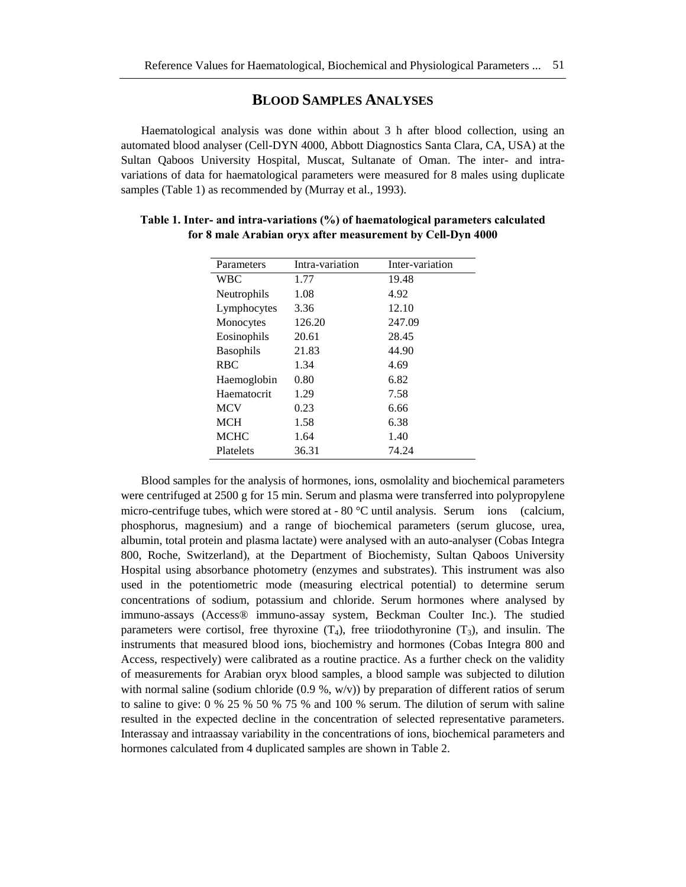## BLOOD SAMPLES ANALYSES

Haematological analysis was done within about 3 h after blood collection, using an automated blood analyser (Cell-DYN 4000, Abbott Diagnostics Santa Clara, CA, USA) at the Sultan Qaboos University Hospital, Muscat, Sultanate of Oman. The inter- and intra-variations of data for haematological parameters were measured for 8 males using duplicate samples (Table 1) as recommended by (Murray et al., 1993).

**Table 1. Inter- and intra-variations (%) of haematological parameters calculated for 8 male Arabian oryx after measurement by Cell-Dyn 4000**

| Parameters | Intra-variation | Inter-variation |
|---|---|---|
| WBC | 1.77 | 19.48 |
| Neutrophils | 1.08 | 4.92 |
| Lymphocytes | 3.36 | 12.10 |
| Monocytes | 126.20 | 247.09 |
| Eosinophils | 20.61 | 28.45 |
| Basophils | 21.83 | 44.90 |
| RBC | 1.34 | 4.69 |
| Haemoglobin | 0.80 | 6.82 |
| Haematocrit | 1.29 | 7.58 |
| MCV | 0.23 | 6.66 |
| MCH | 1.58 | 6.38 |
| MCHC | 1.64 | 1.40 |
| Platelets | 36.31 | 74.24 |

Blood samples for the analysis of hormones, ions, osmolality and biochemical parameters were centrifuged at 2500 g for 15 min. Serum and plasma were transferred into polypropylene micro-centrifuge tubes, which were stored at - 80 °C until analysis. Serum ions (calcium, phosphorus, magnesium) and a range of biochemical parameters (serum glucose, urea, albumin, total protein and plasma lactate) were analysed with an auto-analyser (Cobas Integra 800, Roche, Switzerland), at the Department of Biochemisty, Sultan Qaboos University Hospital using absorbance photometry (enzymes and substrates). This instrument was also used in the potentiometric mode (measuring electrical potential) to determine serum concentrations of sodium, potassium and chloride. Serum hormones where analysed by immuno-assays (Access® immuno-assay system, Beckman Coulter Inc.). The studied parameters were cortisol, free thyroxine ($T_4$), free triiodothyronine ($T_3$), and insulin. The instruments that measured blood ions, biochemistry and hormones (Cobas Integra 800 and Access, respectively) were calibrated as a routine practice. As a further check on the validity of measurements for Arabian oryx blood samples, a blood sample was subjected to dilution with normal saline (sodium chloride (0.9 %, w/v)) by preparation of different ratios of serum to saline to give: 0 % 25 % 50 % 75 % and 100 % serum. The dilution of serum with saline resulted in the expected decline in the concentration of selected representative parameters. Interassay and intraassay variability in the concentrations of ions, biochemical parameters and hormones calculated from 4 duplicated samples are shown in Table 2.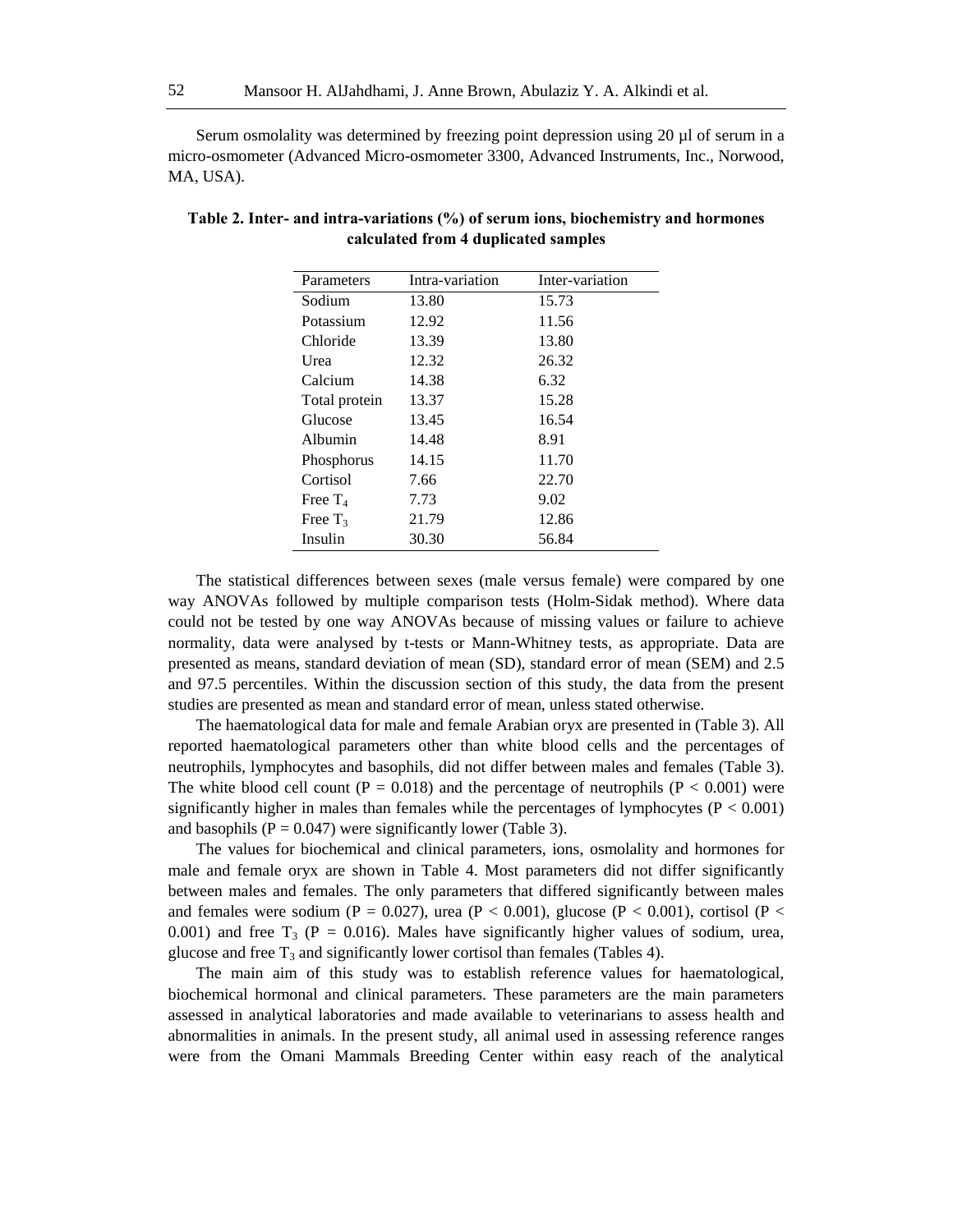Serum osmolality was determined by freezing point depression using 20 µl of serum in a micro-osmometer (Advanced Micro-osmometer 3300, Advanced Instruments, Inc., Norwood, MA, USA).

**Table 2. Inter- and intra-variations (%) of serum ions, biochemistry and hormones calculated from 4 duplicated samples**

| Parameters | Intra-variation | Inter-variation |
|---|---|---|
| Sodium | 13.80 | 15.73 |
| Potassium | 12.92 | 11.56 |
| Chloride | 13.39 | 13.80 |
| Urea | 12.32 | 26.32 |
| Calcium | 14.38 | 6.32 |
| Total protein | 13.37 | 15.28 |
| Glucose | 13.45 | 16.54 |
| Albumin | 14.48 | 8.91 |
| Phosphorus | 14.15 | 11.70 |
| Cortisol | 7.66 | 22.70 |
| Free $T_4$ | 7.73 | 9.02 |
| Free $T_3$ | 21.79 | 12.86 |
| Insulin | 30.30 | 56.84 |

The statistical differences between sexes (male versus female) were compared by one way ANOVAs followed by multiple comparison tests (Holm-Sidak method). Where data could not be tested by one way ANOVAs because of missing values or failure to achieve normality, data were analysed by t-tests or Mann-Whitney tests, as appropriate. Data are presented as means, standard deviation of mean (SD), standard error of mean (SEM) and 2.5 and 97.5 percentiles. Within the discussion section of this study, the data from the present studies are presented as mean and standard error of mean, unless stated otherwise.

The haematological data for male and female Arabian oryx are presented in (Table 3). All reported haematological parameters other than white blood cells and the percentages of neutrophils, lymphocytes and basophils, did not differ between males and females (Table 3). The white blood cell count ($P = 0.018$) and the percentage of neutrophils ($P < 0.001$) were significantly higher in males than females while the percentages of lymphocytes ($P < 0.001$) and basophils ($P = 0.047$) were significantly lower (Table 3).

The values for biochemical and clinical parameters, ions, osmolality and hormones for male and female oryx are shown in Table 4. Most parameters did not differ significantly between males and females. The only parameters that differed significantly between males and females were sodium ($P = 0.027$), urea ($P < 0.001$), glucose ($P < 0.001$), cortisol ($P < 0.001$) and free $T_3$ ($P = 0.016$). Males have significantly higher values of sodium, urea, glucose and free $T_3$ and significantly lower cortisol than females (Tables 4).

The main aim of this study was to establish reference values for haematological, biochemical hormonal and clinical parameters. These parameters are the main parameters assessed in analytical laboratories and made available to veterinarians to assess health and abnormalities in animals. In the present study, all animal used in assessing reference ranges were from the Omani Mammals Breeding Center within easy reach of the analytical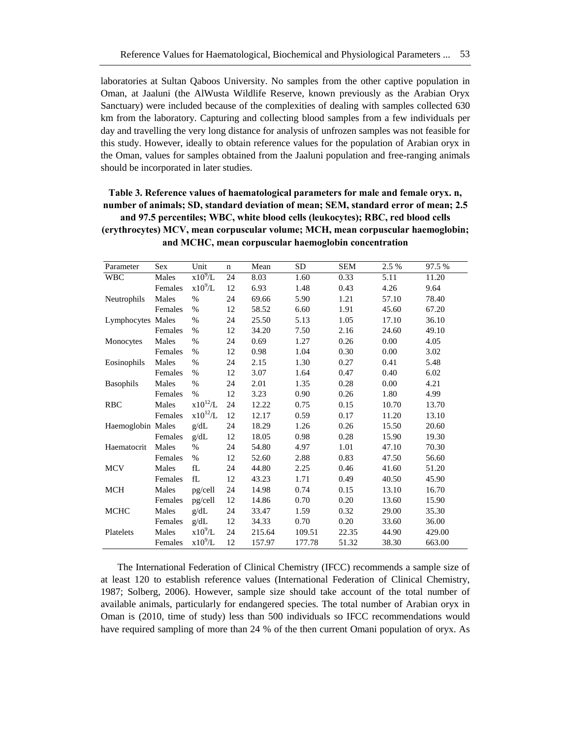laboratories at Sultan Qaboos University. No samples from the other captive population in Oman, at Jaaluni (the AlWusta Wildlife Reserve, known previously as the Arabian Oryx Sanctuary) were included because of the complexities of dealing with samples collected 630 km from the laboratory. Capturing and collecting blood samples from a few individuals per day and travelling the very long distance for analysis of unfrozen samples was not feasible for this study. However, ideally to obtain reference values for the population of Arabian oryx in the Oman, values for samples obtained from the Jaaluni population and free-ranging animals should be incorporated in later studies.

**Table 3. Reference values of haematological parameters for male and female oryx. n, number of animals; SD, standard deviation of mean; SEM, standard error of mean; 2.5 and 97.5 percentiles; WBC, white blood cells (leukocytes); RBC, red blood cells (erythrocytes) MCV, mean corpuscular volume; MCH, mean corpuscular haemoglobin; and MCHC, mean corpuscular haemoglobin concentration**

| Parameter | Sex | Unit | n | Mean | SD | SEM | 2.5 % | 97.5 % |
|---|---|---|---|---|---|---|---|---|
| WBC | Males | $x10^9/L$ | 24 | 8.03 | 1.60 | 0.33 | 5.11 | 11.20 |
| | Females | $x10^9/L$ | 12 | 6.93 | 1.48 | 0.43 | 4.26 | 9.64 |
| Neutrophils | Males | % | 24 | 69.66 | 5.90 | 1.21 | 57.10 | 78.40 |
| | Females | % | 12 | 58.52 | 6.60 | 1.91 | 45.60 | 67.20 |
| Lymphocytes | Males | % | 24 | 25.50 | 5.13 | 1.05 | 17.10 | 36.10 |
| | Females | % | 12 | 34.20 | 7.50 | 2.16 | 24.60 | 49.10 |
| Monocytes | Males | % | 24 | 0.69 | 1.27 | 0.26 | 0.00 | 4.05 |
| | Females | % | 12 | 0.98 | 1.04 | 0.30 | 0.00 | 3.02 |
| Eosinophils | Males | % | 24 | 2.15 | 1.30 | 0.27 | 0.41 | 5.48 |
| | Females | % | 12 | 3.07 | 1.64 | 0.47 | 0.40 | 6.02 |
| Basophils | Males | % | 24 | 2.01 | 1.35 | 0.28 | 0.00 | 4.21 |
| | Females | % | 12 | 3.23 | 0.90 | 0.26 | 1.80 | 4.99 |
| RBC | Males | $x10^{12}/L$ | 24 | 12.22 | 0.75 | 0.15 | 10.70 | 13.70 |
| | Females | $x10^{12}/L$ | 12 | 12.17 | 0.59 | 0.17 | 11.20 | 13.10 |
| Haemoglobin | Males | g/dL | 24 | 18.29 | 1.26 | 0.26 | 15.50 | 20.60 |
| | Females | g/dL | 12 | 18.05 | 0.98 | 0.28 | 15.90 | 19.30 |
| Haematocrit | Males | % | 24 | 54.80 | 4.97 | 1.01 | 47.10 | 70.30 |
| | Females | % | 12 | 52.60 | 2.88 | 0.83 | 47.50 | 56.60 |
| MCV | Males | fL | 24 | 44.80 | 2.25 | 0.46 | 41.60 | 51.20 |
| | Females | fL | 12 | 43.23 | 1.71 | 0.49 | 40.50 | 45.90 |
| MCH | Males | pg/cell | 24 | 14.98 | 0.74 | 0.15 | 13.10 | 16.70 |
| | Females | pg/cell | 12 | 14.86 | 0.70 | 0.20 | 13.60 | 15.90 |
| MCHC | Males | g/dL | 24 | 33.47 | 1.59 | 0.32 | 29.00 | 35.30 |
| | Females | g/dL | 12 | 34.33 | 0.70 | 0.20 | 33.60 | 36.00 |
| Platelets | Males | $x10^9/L$ | 24 | 215.64 | 109.51 | 22.35 | 44.90 | 429.00 |
| | Females | $x10^9/L$ | 12 | 157.97 | 177.78 | 51.32 | 38.30 | 663.00 |

The International Federation of Clinical Chemistry (IFCC) recommends a sample size of at least 120 to establish reference values (International Federation of Clinical Chemistry, 1987; Solberg, 2006). However, sample size should take account of the total number of available animals, particularly for endangered species. The total number of Arabian oryx in Oman is (2010, time of study) less than 500 individuals so IFCC recommendations would have required sampling of more than 24 % of the then current Omani population of oryx. As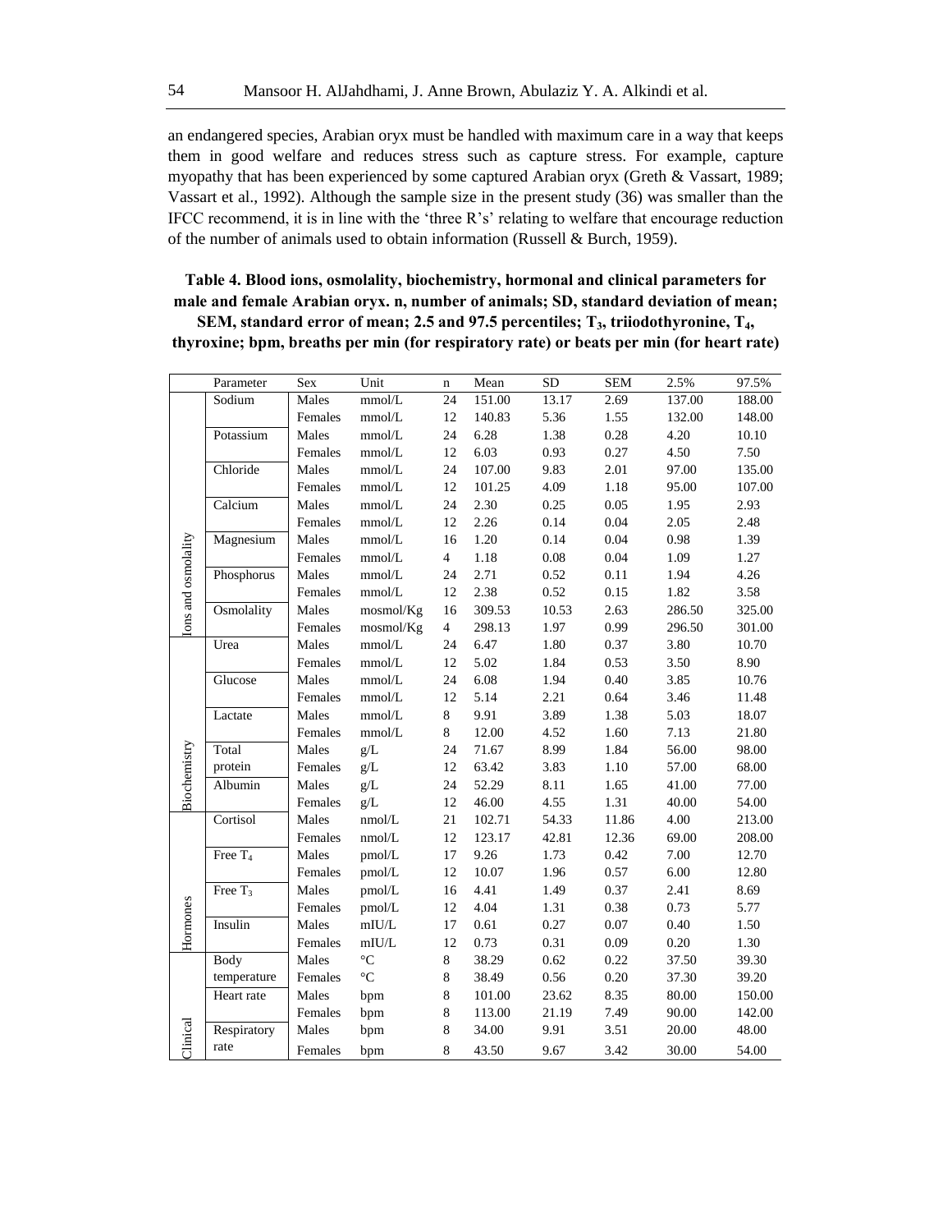an endangered species, Arabian oryx must be handled with maximum care in a way that keeps them in good welfare and reduces stress such as capture stress. For example, capture myopathy that has been experienced by some captured Arabian oryx (Greth & Vassart, 1989; Vassart et al., 1992). Although the sample size in the present study (36) was smaller than the IFCC recommend, it is in line with the 'three R's' relating to welfare that encourage reduction of the number of animals used to obtain information (Russell & Burch, 1959).

**Table 4. Blood ions, osmolality, biochemistry, hormonal and clinical parameters for male and female Arabian oryx. n, number of animals; SD, standard deviation of mean; SEM, standard error of mean; 2.5 and 97.5 percentiles; $T_3$, triiodothyronine, $T_4$, thyroxine; bpm, breaths per min (for respiratory rate) or beats per min (for heart rate)**

| | Parameter | Sex | Unit | n | Mean | SD | SEM | 2.5% | 97.5% |
|---|---|---|---|---|---|---|---|---|---|
| Ions and osmolality | Sodium | Males | mmol/L | 24 | 151.00 | 13.17 | 2.69 | 137.00 | 188.00 |
| | | Females | mmol/L | 12 | 140.83 | 5.36 | 1.55 | 132.00 | 148.00 |
| | Potassium | Males | mmol/L | 24 | 6.28 | 1.38 | 0.28 | 4.20 | 10.10 |
| | | Females | mmol/L | 12 | 6.03 | 0.93 | 0.27 | 4.50 | 7.50 |
| | Chloride | Males | mmol/L | 24 | 107.00 | 9.83 | 2.01 | 97.00 | 135.00 |
| | | Females | mmol/L | 12 | 101.25 | 4.09 | 1.18 | 95.00 | 107.00 |
| | Calcium | Males | mmol/L | 24 | 2.30 | 0.25 | 0.05 | 1.95 | 2.93 |
| | | Females | mmol/L | 12 | 2.26 | 0.14 | 0.04 | 2.05 | 2.48 |
| | Magnesium | Males | mmol/L | 16 | 1.20 | 0.14 | 0.04 | 0.98 | 1.39 |
| | | Females | mmol/L | 4 | 1.18 | 0.08 | 0.04 | 1.09 | 1.27 |
| | Phosphorus | Males | mmol/L | 24 | 2.71 | 0.52 | 0.11 | 1.94 | 4.26 |
| | | Females | mmol/L | 12 | 2.38 | 0.52 | 0.15 | 1.82 | 3.58 |
| | Osmolality | Males | mosmol/Kg | 16 | 309.53 | 10.53 | 2.63 | 286.50 | 325.00 |
| | | Females | mosmol/Kg | 4 | 298.13 | 1.97 | 0.99 | 296.50 | 301.00 |
| Biochemistry | Urea | Males | mmol/L | 24 | 6.47 | 1.80 | 0.37 | 3.80 | 10.70 |
| | | Females | mmol/L | 12 | 5.02 | 1.84 | 0.53 | 3.50 | 8.90 |
| | Glucose | Males | mmol/L | 24 | 6.08 | 1.94 | 0.40 | 3.85 | 10.76 |
| | | Females | mmol/L | 12 | 5.14 | 2.21 | 0.64 | 3.46 | 11.48 |
| | Lactate | Males | mmol/L | 8 | 9.91 | 3.89 | 1.38 | 5.03 | 18.07 |
| | | Females | mmol/L | 8 | 12.00 | 4.52 | 1.60 | 7.13 | 21.80 |
| | Total protein | Males | g/L | 24 | 71.67 | 8.99 | 1.84 | 56.00 | 98.00 |
| | | Females | g/L | 12 | 63.42 | 3.83 | 1.10 | 57.00 | 68.00 |
| | Albumin | Males | g/L | 24 | 52.29 | 8.11 | 1.65 | 41.00 | 77.00 |
| | | Females | g/L | 12 | 46.00 | 4.55 | 1.31 | 40.00 | 54.00 |
| Hormones | Cortisol | Males | nmol/L | 21 | 102.71 | 54.33 | 11.86 | 4.00 | 213.00 |
| | | Females | nmol/L | 12 | 123.17 | 42.81 | 12.36 | 69.00 | 208.00 |
| | Free $T_4$ | Males | pmol/L | 17 | 9.26 | 1.73 | 0.42 | 7.00 | 12.70 |
| | | Females | pmol/L | 12 | 10.07 | 1.96 | 0.57 | 6.00 | 12.80 |
| | Free $T_3$ | Males | pmol/L | 16 | 4.41 | 1.49 | 0.37 | 2.41 | 8.69 |
| | | Females | pmol/L | 12 | 4.04 | 1.31 | 0.38 | 0.73 | 5.77 |
| | Insulin | Males | mIU/L | 17 | 0.61 | 0.27 | 0.07 | 0.40 | 1.50 |
| | | Females | mIU/L | 12 | 0.73 | 0.31 | 0.09 | 0.20 | 1.30 |
| Clinical | Body temperature | Males | °C | 8 | 38.29 | 0.62 | 0.22 | 37.50 | 39.30 |
| | | Females | °C | 8 | 38.49 | 0.56 | 0.20 | 37.30 | 39.20 |
| | Heart rate | Males | bpm | 8 | 101.00 | 23.62 | 8.35 | 80.00 | 150.00 |
| | | Females | bpm | 8 | 113.00 | 21.19 | 7.49 | 90.00 | 142.00 |
| | Respiratory rate | Males | bpm | 8 | 34.00 | 9.91 | 3.51 | 20.00 | 48.00 |
| | | Females | bpm | 8 | 43.50 | 9.67 | 3.42 | 30.00 | 54.00 |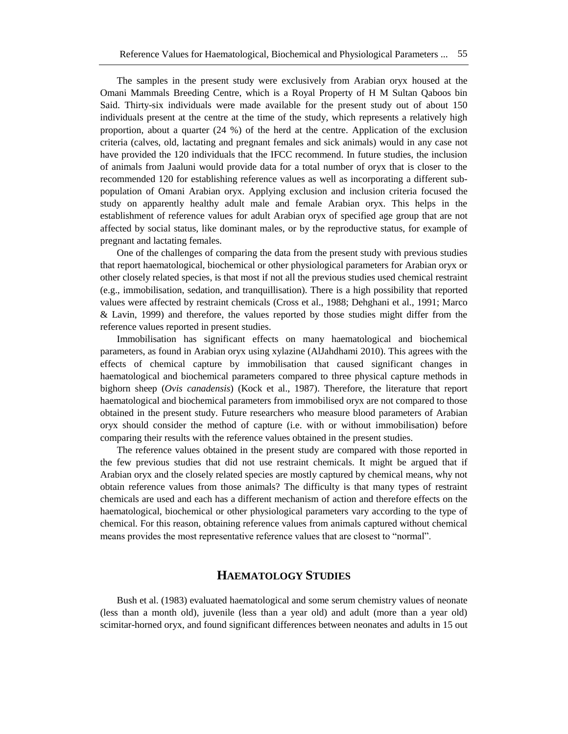The samples in the present study were exclusively from Arabian oryx housed at the Omani Mammals Breeding Centre, which is a Royal Property of H M Sultan Qaboos bin Said. Thirty-six individuals were made available for the present study out of about 150 individuals present at the centre at the time of the study, which represents a relatively high proportion, about a quarter (24 %) of the herd at the centre. Application of the exclusion criteria (calves, old, lactating and pregnant females and sick animals) would in any case not have provided the 120 individuals that the IFCC recommend. In future studies, the inclusion of animals from Jaaluni would provide data for a total number of oryx that is closer to the recommended 120 for establishing reference values as well as incorporating a different sub-population of Omani Arabian oryx. Applying exclusion and inclusion criteria focused the study on apparently healthy adult male and female Arabian oryx. This helps in the establishment of reference values for adult Arabian oryx of specified age group that are not affected by social status, like dominant males, or by the reproductive status, for example of pregnant and lactating females.

One of the challenges of comparing the data from the present study with previous studies that report haematological, biochemical or other physiological parameters for Arabian oryx or other closely related species, is that most if not all the previous studies used chemical restraint (e.g., immobilisation, sedation, and tranquillisation). There is a high possibility that reported values were affected by restraint chemicals (Cross et al., 1988; Dehghani et al., 1991; Marco & Lavin, 1999) and therefore, the values reported by those studies might differ from the reference values reported in present studies.

Immobilisation has significant effects on many haematological and biochemical parameters, as found in Arabian oryx using xylazine (AlJahdhami 2010). This agrees with the effects of chemical capture by immobilisation that caused significant changes in haematological and biochemical parameters compared to three physical capture methods in bighorn sheep (*Ovis canadensis*) (Kock et al., 1987). Therefore, the literature that report haematological and biochemical parameters from immobilised oryx are not compared to those obtained in the present study. Future researchers who measure blood parameters of Arabian oryx should consider the method of capture (i.e. with or without immobilisation) before comparing their results with the reference values obtained in the present studies.

The reference values obtained in the present study are compared with those reported in the few previous studies that did not use restraint chemicals. It might be argued that if Arabian oryx and the closely related species are mostly captured by chemical means, why not obtain reference values from those animals? The difficulty is that many types of restraint chemicals are used and each has a different mechanism of action and therefore effects on the haematological, biochemical or other physiological parameters vary according to the type of chemical. For this reason, obtaining reference values from animals captured without chemical means provides the most representative reference values that are closest to "normal".

## HAEMATOLOGY STUDIES

Bush et al. (1983) evaluated haematological and some serum chemistry values of neonate (less than a month old), juvenile (less than a year old) and adult (more than a year old) scimitar-horned oryx, and found significant differences between neonates and adults in 15 out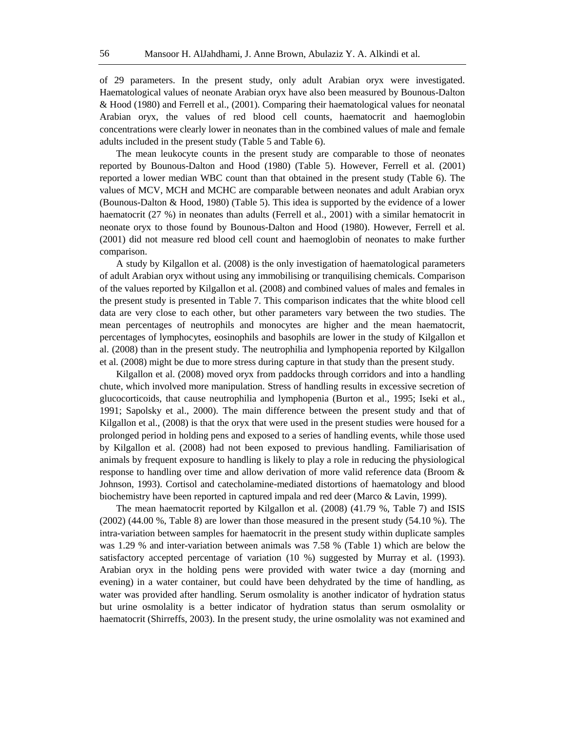of 29 parameters. In the present study, only adult Arabian oryx were investigated. Haematological values of neonate Arabian oryx have also been measured by Bounous-Dalton & Hood (1980) and Ferrell et al., (2001). Comparing their haematological values for neonatal Arabian oryx, the values of red blood cell counts, haematocrit and haemoglobin concentrations were clearly lower in neonates than in the combined values of male and female adults included in the present study (Table 5 and Table 6).

The mean leukocyte counts in the present study are comparable to those of neonates reported by Bounous-Dalton and Hood (1980) (Table 5). However, Ferrell et al. (2001) reported a lower median WBC count than that obtained in the present study (Table 6). The values of MCV, MCH and MCHC are comparable between neonates and adult Arabian oryx (Bounous-Dalton & Hood, 1980) (Table 5). This idea is supported by the evidence of a lower haematocrit (27 %) in neonates than adults (Ferrell et al., 2001) with a similar hematocrit in neonate oryx to those found by Bounous-Dalton and Hood (1980). However, Ferrell et al. (2001) did not measure red blood cell count and haemoglobin of neonates to make further comparison.

A study by Kilgallon et al. (2008) is the only investigation of haematological parameters of adult Arabian oryx without using any immobilising or tranquilising chemicals. Comparison of the values reported by Kilgallon et al. (2008) and combined values of males and females in the present study is presented in Table 7. This comparison indicates that the white blood cell data are very close to each other, but other parameters vary between the two studies. The mean percentages of neutrophils and monocytes are higher and the mean haematocrit, percentages of lymphocytes, eosinophils and basophils are lower in the study of Kilgallon et al. (2008) than in the present study. The neutrophilia and lymphopenia reported by Kilgallon et al. (2008) might be due to more stress during capture in that study than the present study.

Kilgallon et al. (2008) moved oryx from paddocks through corridors and into a handling chute, which involved more manipulation. Stress of handling results in excessive secretion of glucocorticoids, that cause neutrophilia and lymphopenia (Burton et al., 1995; Iseki et al., 1991; Sapolsky et al., 2000). The main difference between the present study and that of Kilgallon et al., (2008) is that the oryx that were used in the present studies were housed for a prolonged period in holding pens and exposed to a series of handling events, while those used by Kilgallon et al. (2008) had not been exposed to previous handling. Familiarisation of animals by frequent exposure to handling is likely to play a role in reducing the physiological response to handling over time and allow derivation of more valid reference data (Broom & Johnson, 1993). Cortisol and catecholamine-mediated distortions of haematology and blood biochemistry have been reported in captured impala and red deer (Marco & Lavin, 1999).

The mean haematocrit reported by Kilgallon et al. (2008) (41.79 %, Table 7) and ISIS (2002) (44.00 %, Table 8) are lower than those measured in the present study (54.10 %). The intra-variation between samples for haematocrit in the present study within duplicate samples was 1.29 % and inter-variation between animals was 7.58 % (Table 1) which are below the satisfactory accepted percentage of variation (10 %) suggested by Murray et al. (1993). Arabian oryx in the holding pens were provided with water twice a day (morning and evening) in a water container, but could have been dehydrated by the time of handling, as water was provided after handling. Serum osmolality is another indicator of hydration status but urine osmolality is a better indicator of hydration status than serum osmolality or haematocrit (Shirreffs, 2003). In the present study, the urine osmolality was not examined and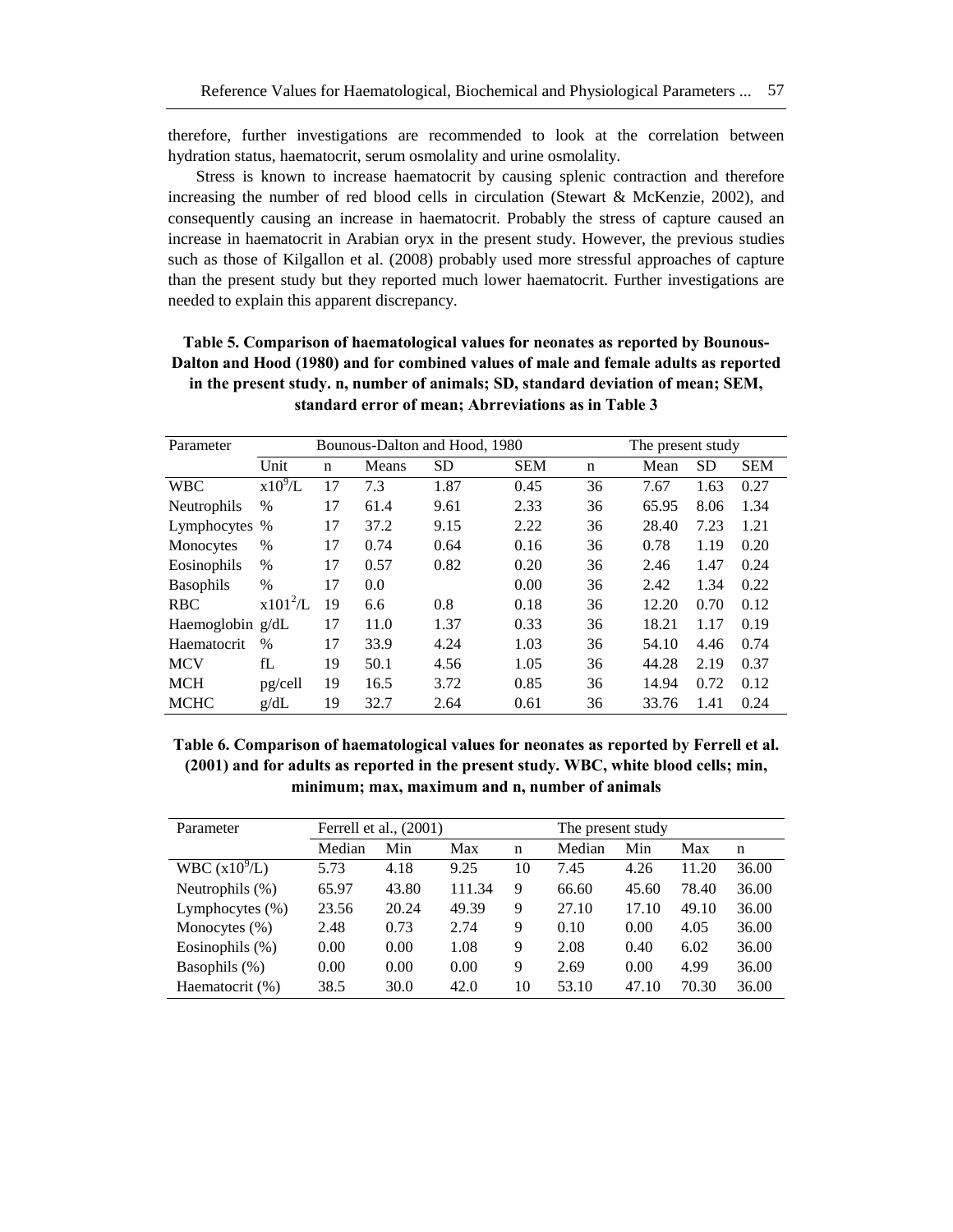therefore, further investigations are recommended to look at the correlation between hydration status, haematocrit, serum osmolality and urine osmolality.

Stress is known to increase haematocrit by causing splenic contraction and therefore increasing the number of red blood cells in circulation (Stewart & McKenzie, 2002), and consequently causing an increase in haematocrit. Probably the stress of capture caused an increase in haematocrit in Arabian oryx in the present study. However, the previous studies such as those of Kilgallon et al. (2008) probably used more stressful approaches of capture than the present study but they reported much lower haematocrit. Further investigations are needed to explain this apparent discrepancy.

**Table 5. Comparison of haematological values for neonates as reported by Bounous-Dalton and Hood (1980) and for combined values of male and female adults as reported in the present study. n, number of animals; SD, standard deviation of mean; SEM, standard error of mean; Abrreviations as in Table 3**

| Parameter | Bounous-Dalton and Hood, 1980 | | | | | The present study | | | |
|---|---|---|---|---|---|---|---|---|---|
| | Unit | n | Means | SD | SEM | n | Mean | SD | SEM |
| WBC | $x10^9/L$ | 17 | 7.3 | 1.87 | 0.45 | 36 | 7.67 | 1.63 | 0.27 |
| Neutrophils | % | 17 | 61.4 | 9.61 | 2.33 | 36 | 65.95 | 8.06 | 1.34 |
| Lymphocytes | % | 17 | 37.2 | 9.15 | 2.22 | 36 | 28.40 | 7.23 | 1.21 |
| Monocytes | % | 17 | 0.74 | 0.64 | 0.16 | 36 | 0.78 | 1.19 | 0.20 |
| Eosinophils | % | 17 | 0.57 | 0.82 | 0.20 | 36 | 2.46 | 1.47 | 0.24 |
| Basophils | % | 17 | 0.0 | | 0.00 | 36 | 2.42 | 1.34 | 0.22 |
| RBC | $x101^2/L$ | 19 | 6.6 | 0.8 | 0.18 | 36 | 12.20 | 0.70 | 0.12 |
| Haemoglobin | g/dL | 17 | 11.0 | 1.37 | 0.33 | 36 | 18.21 | 1.17 | 0.19 |
| Haematocrit | % | 17 | 33.9 | 4.24 | 1.03 | 36 | 54.10 | 4.46 | 0.74 |
| MCV | fL | 19 | 50.1 | 4.56 | 1.05 | 36 | 44.28 | 2.19 | 0.37 |
| MCH | pg/cell | 19 | 16.5 | 3.72 | 0.85 | 36 | 14.94 | 0.72 | 0.12 |
| MCHC | g/dL | 19 | 32.7 | 2.64 | 0.61 | 36 | 33.76 | 1.41 | 0.24 |

**Table 6. Comparison of haematological values for neonates as reported by Ferrell et al. (2001) and for adults as reported in the present study. WBC, white blood cells; min, minimum; max, maximum and n, number of animals**

| Parameter | Ferrell et al., (2001) | | | | The present study | | | |
|---|---|---|---|---|---|---|---|---|
| | Median | Min | Max | n | Median | Min | Max | n |
| WBC ($x10^9/L$) | 5.73 | 4.18 | 9.25 | 10 | 7.45 | 4.26 | 11.20 | 36.00 |
| Neutrophils (%) | 65.97 | 43.80 | 111.34 | 9 | 66.60 | 45.60 | 78.40 | 36.00 |
| Lymphocytes (%) | 23.56 | 20.24 | 49.39 | 9 | 27.10 | 17.10 | 49.10 | 36.00 |
| Monocytes (%) | 2.48 | 0.73 | 2.74 | 9 | 0.10 | 0.00 | 4.05 | 36.00 |
| Eosinophils (%) | 0.00 | 0.00 | 1.08 | 9 | 2.08 | 0.40 | 6.02 | 36.00 |
| Basophils (%) | 0.00 | 0.00 | 0.00 | 9 | 2.69 | 0.00 | 4.99 | 36.00 |
| Haematocrit (%) | 38.5 | 30.0 | 42.0 | 10 | 53.10 | 47.10 | 70.30 | 36.00 |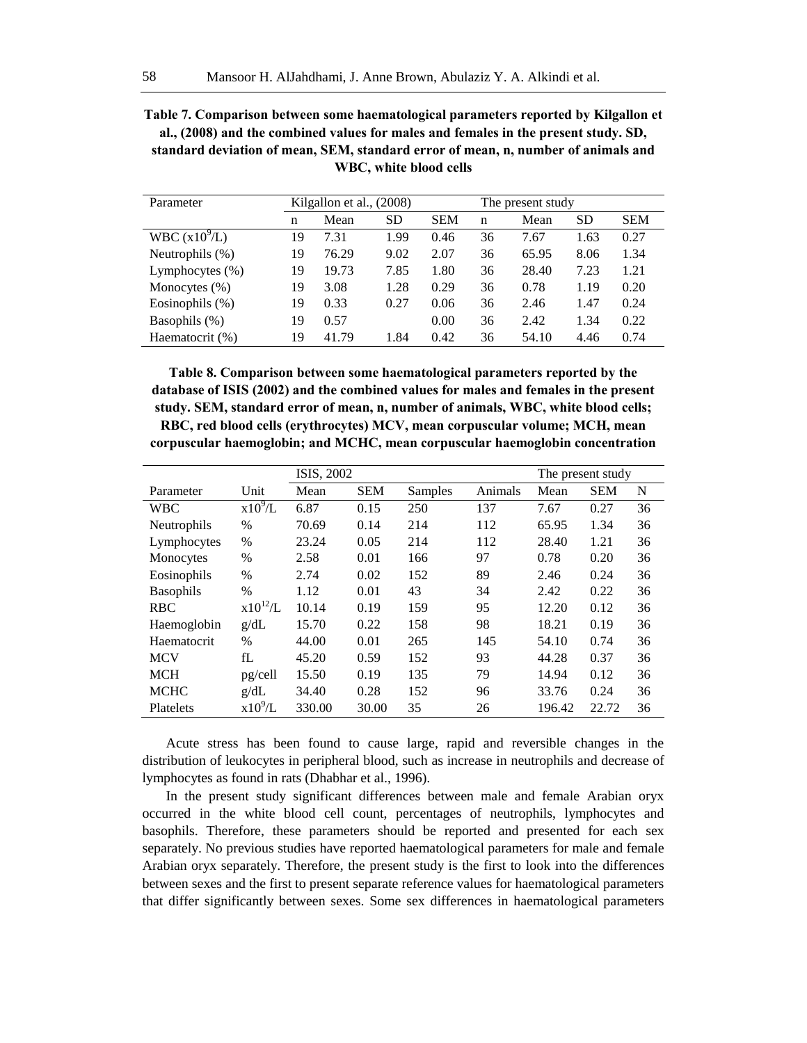**Table 7. Comparison between some haematological parameters reported by Kilgallon et al., (2008) and the combined values for males and females in the present study. SD, standard deviation of mean, SEM, standard error of mean, n, number of animals and WBC, white blood cells**

| Parameter | Kilgallon et al., (2008) | | | | The present study | | | |
|---|---|---|---|---|---|---|---|---|
| | n | Mean | SD | SEM | n | Mean | SD | SEM |
| WBC ($x10^9$/L) | 19 | 7.31 | 1.99 | 0.46 | 36 | 7.67 | 1.63 | 0.27 |
| Neutrophils (%) | 19 | 76.29 | 9.02 | 2.07 | 36 | 65.95 | 8.06 | 1.34 |
| Lymphocytes (%) | 19 | 19.73 | 7.85 | 1.80 | 36 | 28.40 | 7.23 | 1.21 |
| Monocytes (%) | 19 | 3.08 | 1.28 | 0.29 | 36 | 0.78 | 1.19 | 0.20 |
| Eosinophils (%) | 19 | 0.33 | 0.27 | 0.06 | 36 | 2.46 | 1.47 | 0.24 |
| Basophils (%) | 19 | 0.57 | | 0.00 | 36 | 2.42 | 1.34 | 0.22 |
| Haematocrit (%) | 19 | 41.79 | 1.84 | 0.42 | 36 | 54.10 | 4.46 | 0.74 |

**Table 8. Comparison between some haematological parameters reported by the database of ISIS (2002) and the combined values for males and females in the present study. SEM, standard error of mean, n, number of animals, WBC, white blood cells; RBC, red blood cells (erythrocytes) MCV, mean corpuscular volume; MCH, mean corpuscular haemoglobin; and MCHC, mean corpuscular haemoglobin concentration**

| | | ISIS, 2002 | | | | The present study | | |
|---|---|---|---|---|---|---|---|---|
| Parameter | Unit | Mean | SEM | Samples | Animals | Mean | SEM | N |
| WBC | $x10^9$/L | 6.87 | 0.15 | 250 | 137 | 7.67 | 0.27 | 36 |
| Neutrophils | % | 70.69 | 0.14 | 214 | 112 | 65.95 | 1.34 | 36 |
| Lymphocytes | % | 23.24 | 0.05 | 214 | 112 | 28.40 | 1.21 | 36 |
| Monocytes | % | 2.58 | 0.01 | 166 | 97 | 0.78 | 0.20 | 36 |
| Eosinophils | % | 2.74 | 0.02 | 152 | 89 | 2.46 | 0.24 | 36 |
| Basophils | % | 1.12 | 0.01 | 43 | 34 | 2.42 | 0.22 | 36 |
| RBC | $x10^{12}$/L | 10.14 | 0.19 | 159 | 95 | 12.20 | 0.12 | 36 |
| Haemoglobin | g/dL | 15.70 | 0.22 | 158 | 98 | 18.21 | 0.19 | 36 |
| Haematocrit | % | 44.00 | 0.01 | 265 | 145 | 54.10 | 0.74 | 36 |
| MCV | fL | 45.20 | 0.59 | 152 | 93 | 44.28 | 0.37 | 36 |
| MCH | pg/cell | 15.50 | 0.19 | 135 | 79 | 14.94 | 0.12 | 36 |
| MCHC | g/dL | 34.40 | 0.28 | 152 | 96 | 33.76 | 0.24 | 36 |
| Platelets | $x10^9$/L | 330.00 | 30.00 | 35 | 26 | 196.42 | 22.72 | 36 |

Acute stress has been found to cause large, rapid and reversible changes in the distribution of leukocytes in peripheral blood, such as increase in neutrophils and decrease of lymphocytes as found in rats (Dhabhar et al., 1996).

In the present study significant differences between male and female Arabian oryx occurred in the white blood cell count, percentages of neutrophils, lymphocytes and basophils. Therefore, these parameters should be reported and presented for each sex separately. No previous studies have reported haematological parameters for male and female Arabian oryx separately. Therefore, the present study is the first to look into the differences between sexes and the first to present separate reference values for haematological parameters that differ significantly between sexes. Some sex differences in haematological parameters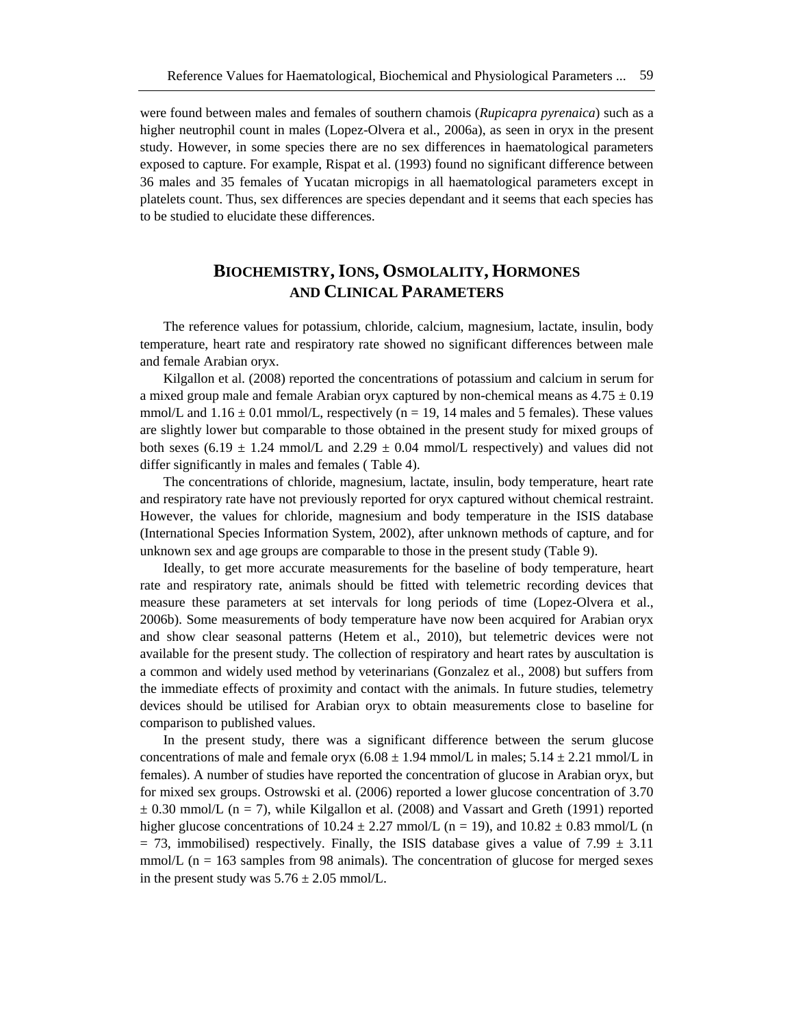were found between males and females of southern chamois (*Rupicapra pyrenaica*) such as a higher neutrophil count in males (Lopez-Olvera et al., 2006a), as seen in oryx in the present study. However, in some species there are no sex differences in haematological parameters exposed to capture. For example, Rispat et al. (1993) found no significant difference between 36 males and 35 females of Yucatan micropigs in all haematological parameters except in platelets count. Thus, sex differences are species dependant and it seems that each species has to be studied to elucidate these differences.

## BIOCHEMISTRY, IONS, OSMOLALITY, HORMONES AND CLINICAL PARAMETERS

The reference values for potassium, chloride, calcium, magnesium, lactate, insulin, body temperature, heart rate and respiratory rate showed no significant differences between male and female Arabian oryx.

Kilgallon et al. (2008) reported the concentrations of potassium and calcium in serum for a mixed group male and female Arabian oryx captured by non-chemical means as $4.75 \pm 0.19$ mmol/L and $1.16 \pm 0.01$ mmol/L, respectively ($n = 19$, 14 males and 5 females). These values are slightly lower but comparable to those obtained in the present study for mixed groups of both sexes ($6.19 \pm 1.24$ mmol/L and $2.29 \pm 0.04$ mmol/L respectively) and values did not differ significantly in males and females ( Table 4).

The concentrations of chloride, magnesium, lactate, insulin, body temperature, heart rate and respiratory rate have not previously reported for oryx captured without chemical restraint. However, the values for chloride, magnesium and body temperature in the ISIS database (International Species Information System, 2002), after unknown methods of capture, and for unknown sex and age groups are comparable to those in the present study (Table 9).

Ideally, to get more accurate measurements for the baseline of body temperature, heart rate and respiratory rate, animals should be fitted with telemetric recording devices that measure these parameters at set intervals for long periods of time (Lopez-Olvera et al., 2006b). Some measurements of body temperature have now been acquired for Arabian oryx and show clear seasonal patterns (Hetem et al., 2010), but telemetric devices were not available for the present study. The collection of respiratory and heart rates by auscultation is a common and widely used method by veterinarians (Gonzalez et al., 2008) but suffers from the immediate effects of proximity and contact with the animals. In future studies, telemetry devices should be utilised for Arabian oryx to obtain measurements close to baseline for comparison to published values.

In the present study, there was a significant difference between the serum glucose concentrations of male and female oryx ($6.08 \pm 1.94$ mmol/L in males; $5.14 \pm 2.21$ mmol/L in females). A number of studies have reported the concentration of glucose in Arabian oryx, but for mixed sex groups. Ostrowski et al. (2006) reported a lower glucose concentration of $3.70 \pm 0.30$ mmol/L ($n = 7$), while Kilgallon et al. (2008) and Vassart and Greth (1991) reported higher glucose concentrations of $10.24 \pm 2.27$ mmol/L ($n = 19$), and $10.82 \pm 0.83$ mmol/L ($n = 73$, immobilised) respectively. Finally, the ISIS database gives a value of $7.99 \pm 3.11$ mmol/L ($n = 163$ samples from 98 animals). The concentration of glucose for merged sexes in the present study was $5.76 \pm 2.05$ mmol/L.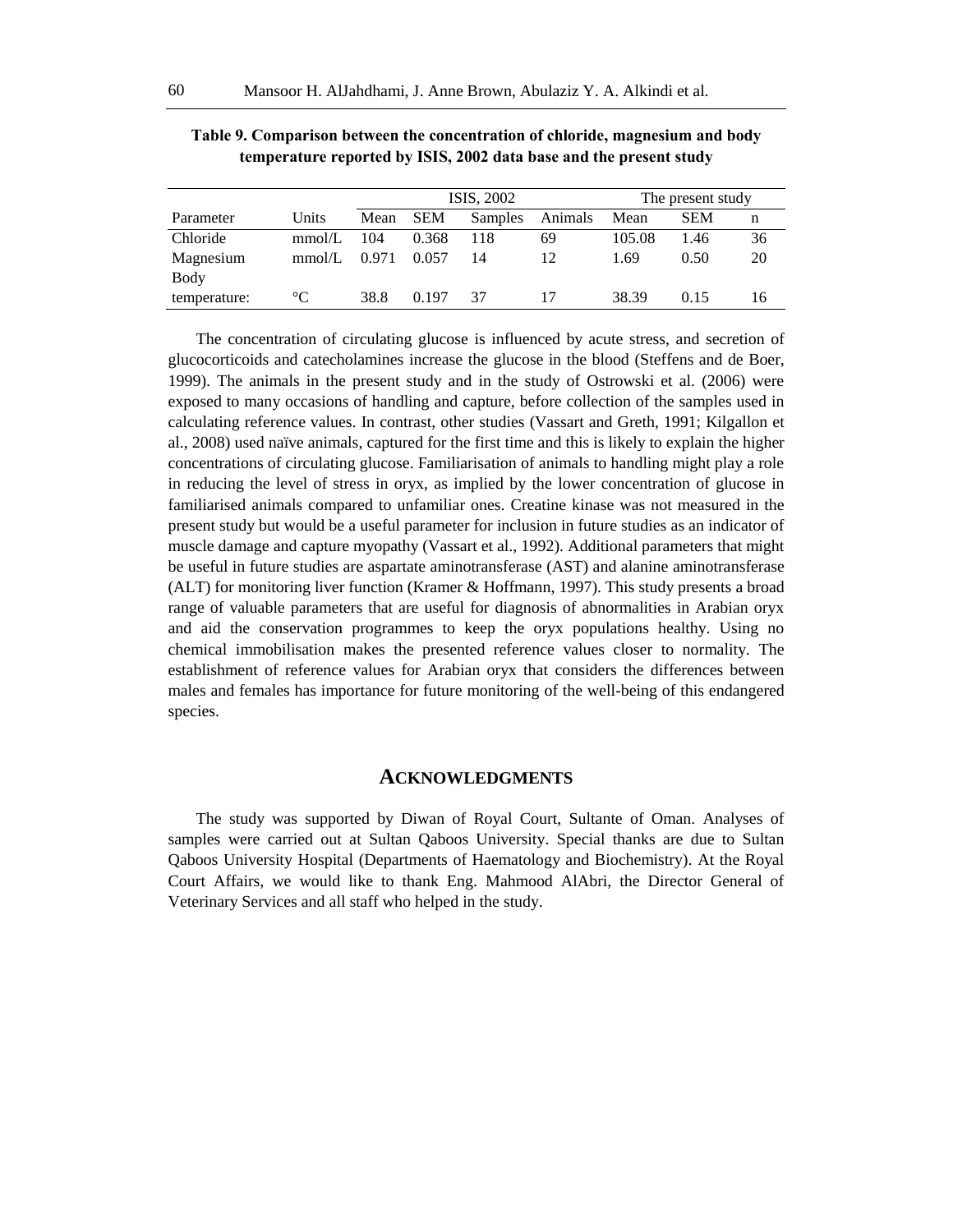**Table 9. Comparison between the concentration of chloride, magnesium and body temperature reported by ISIS, 2002 data base and the present study**

| Parameter | Units | ISIS, 2002 | | | | The present study | | |
|---|---|---|---|---|---|---|---|---|
| | | Mean | SEM | Samples | Animals | Mean | SEM | n |
| Chloride | mmol/L | 104 | 0.368 | 118 | 69 | 105.08 | 1.46 | 36 |
| Magnesium | mmol/L | 0.971 | 0.057 | 14 | 12 | 1.69 | 0.50 | 20 |
| Body temperature: | °C | 38.8 | 0.197 | 37 | 17 | 38.39 | 0.15 | 16 |

The concentration of circulating glucose is influenced by acute stress, and secretion of glucocorticoids and catecholamines increase the glucose in the blood (Steffens and de Boer, 1999). The animals in the present study and in the study of Ostrowski et al. (2006) were exposed to many occasions of handling and capture, before collection of the samples used in calculating reference values. In contrast, other studies (Vassart and Greth, 1991; Kilgallon et al., 2008) used naïve animals, captured for the first time and this is likely to explain the higher concentrations of circulating glucose. Familiarisation of animals to handling might play a role in reducing the level of stress in oryx, as implied by the lower concentration of glucose in familiarised animals compared to unfamiliar ones. Creatine kinase was not measured in the present study but would be a useful parameter for inclusion in future studies as an indicator of muscle damage and capture myopathy (Vassart et al., 1992). Additional parameters that might be useful in future studies are aspartate aminotransferase (AST) and alanine aminotransferase (ALT) for monitoring liver function (Kramer & Hoffmann, 1997). This study presents a broad range of valuable parameters that are useful for diagnosis of abnormalities in Arabian oryx and aid the conservation programmes to keep the oryx populations healthy. Using no chemical immobilisation makes the presented reference values closer to normality. The establishment of reference values for Arabian oryx that considers the differences between males and females has importance for future monitoring of the well-being of this endangered species.

## ACKNOWLEDGMENTS

The study was supported by Diwan of Royal Court, Sultante of Oman. Analyses of samples were carried out at Sultan Qaboos University. Special thanks are due to Sultan Qaboos University Hospital (Departments of Haematology and Biochemistry). At the Royal Court Affairs, we would like to thank Eng. Mahmood AlAbri, the Director General of Veterinary Services and all staff who helped in the study.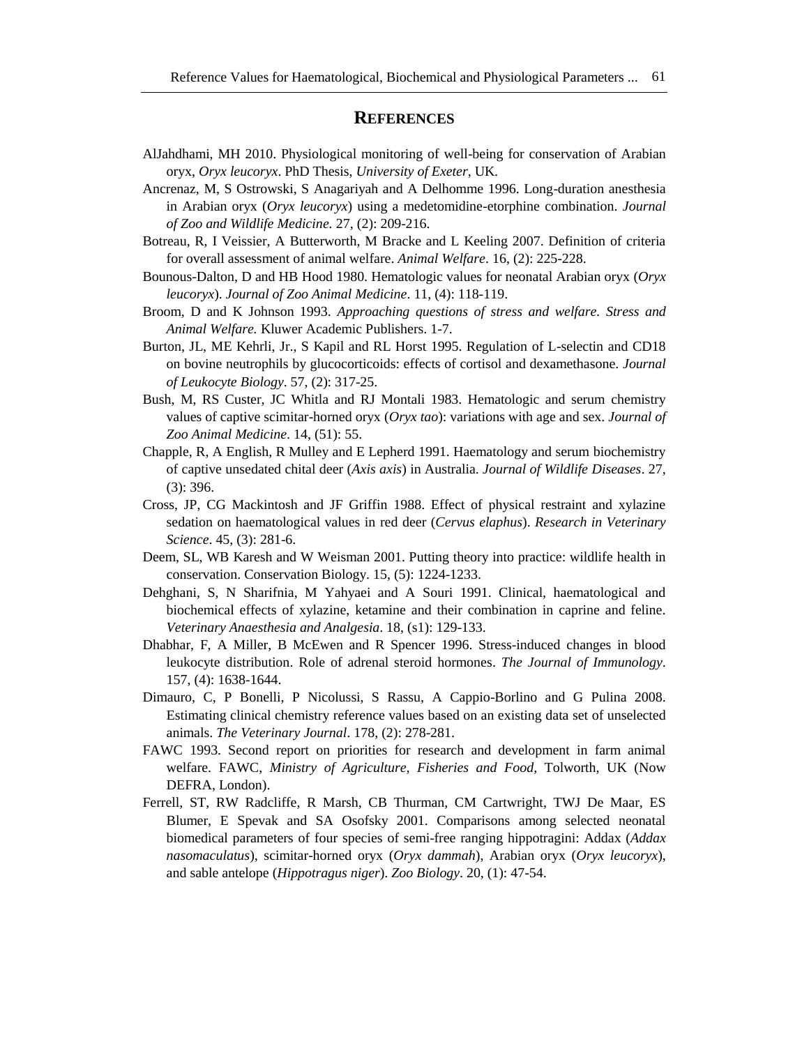## REFERENCES

AlJahdhami, MH 2010. Physiological monitoring of well-being for conservation of Arabian oryx, *Oryx leucoryx*. PhD Thesis, *University of Exeter*, UK.

Ancrenaz, M, S Ostrowski, S Anagariyah and A Delhomme 1996. Long-duration anesthesia in Arabian oryx (*Oryx leucoryx*) using a medetomidine-etorphine combination. *Journal of Zoo and Wildlife Medicine.* 27, (2): 209-216.

Botreau, R, I Veissier, A Butterworth, M Bracke and L Keeling 2007. Definition of criteria for overall assessment of animal welfare. *Animal Welfare*. 16, (2): 225-228.

Bounous-Dalton, D and HB Hood 1980. Hematologic values for neonatal Arabian oryx (*Oryx leucoryx*). *Journal of Zoo Animal Medicine*. 11, (4): 118-119.

Broom, D and K Johnson 1993. *Approaching questions of stress and welfare. Stress and Animal Welfare.* Kluwer Academic Publishers. 1-7.

Burton, JL, ME Kehrli, Jr., S Kapil and RL Horst 1995. Regulation of L-selectin and CD18 on bovine neutrophils by glucocorticoids: effects of cortisol and dexamethasone. *Journal of Leukocyte Biology*. 57, (2): 317-25.

Bush, M, RS Custer, JC Whitla and RJ Montali 1983. Hematologic and serum chemistry values of captive scimitar-horned oryx (*Oryx tao*): variations with age and sex. *Journal of Zoo Animal Medicine*. 14, (51): 55.

Chapple, R, A English, R Mulley and E Lepherd 1991. Haematology and serum biochemistry of captive unsedated chital deer (*Axis axis*) in Australia. *Journal of Wildlife Diseases*. 27, (3): 396.

Cross, JP, CG Mackintosh and JF Griffin 1988. Effect of physical restraint and xylazine sedation on haematological values in red deer (*Cervus elaphus*). *Research in Veterinary Science*. 45, (3): 281-6.

Deem, SL, WB Karesh and W Weisman 2001. Putting theory into practice: wildlife health in conservation. Conservation Biology. 15, (5): 1224-1233.

Dehghani, S, N Sharifnia, M Yahyaei and A Souri 1991. Clinical, haematological and biochemical effects of xylazine, ketamine and their combination in caprine and feline. *Veterinary Anaesthesia and Analgesia*. 18, (s1): 129-133.

Dhabhar, F, A Miller, B McEwen and R Spencer 1996. Stress-induced changes in blood leukocyte distribution. Role of adrenal steroid hormones. *The Journal of Immunology*. 157, (4): 1638-1644.

Dimauro, C, P Bonelli, P Nicolussi, S Rassu, A Cappio-Borlino and G Pulina 2008. Estimating clinical chemistry reference values based on an existing data set of unselected animals. *The Veterinary Journal*. 178, (2): 278-281.

FAWC 1993. Second report on priorities for research and development in farm animal welfare. FAWC, *Ministry of Agriculture, Fisheries and Food*, Tolworth, UK (Now DEFRA, London).

Ferrell, ST, RW Radcliffe, R Marsh, CB Thurman, CM Cartwright, TWJ De Maar, ES Blumer, E Spevak and SA Osofsky 2001. Comparisons among selected neonatal biomedical parameters of four species of semi-free ranging hippotragini: Addax (*Addax nasomaculatus*), scimitar-horned oryx (*Oryx dammah*), Arabian oryx (*Oryx leucoryx*), and sable antelope (*Hippotragus niger*). *Zoo Biology*. 20, (1): 47-54.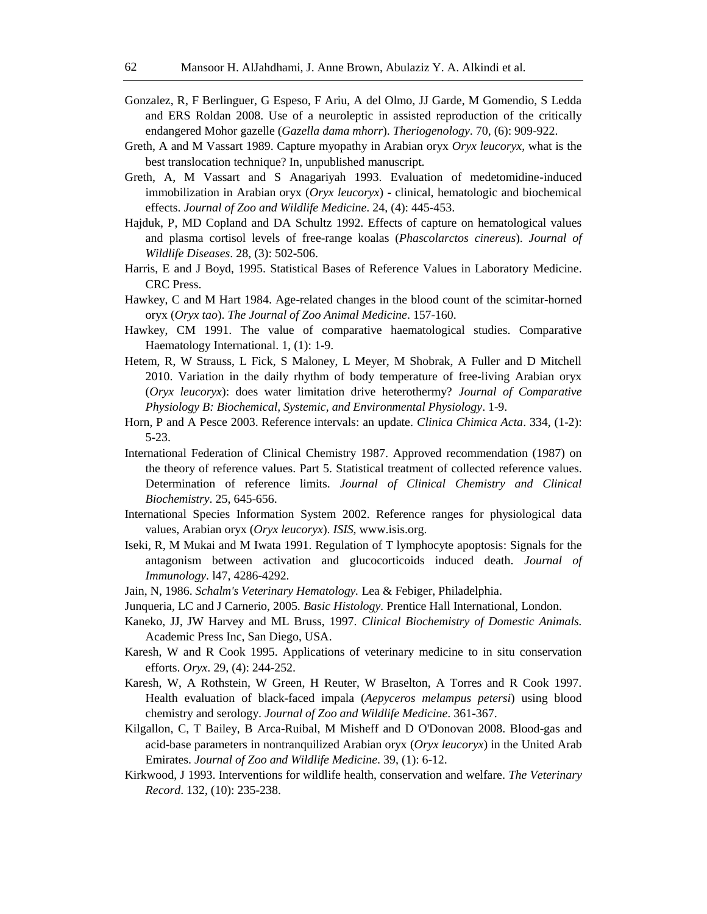Gonzalez, R, F Berlinguer, G Espeso, F Ariu, A del Olmo, JJ Garde, M Gomendio, S Ledda and ERS Roldan 2008. Use of a neuroleptic in assisted reproduction of the critically endangered Mohor gazelle (*Gazella dama mhorr*). *Theriogenology*. 70, (6): 909-922.

Greth, A and M Vassart 1989. Capture myopathy in Arabian oryx *Oryx leucoryx*, what is the best translocation technique? In, unpublished manuscript.

Greth, A, M Vassart and S Anagariyah 1993. Evaluation of medetomidine-induced immobilization in Arabian oryx (*Oryx leucoryx*) - clinical, hematologic and biochemical effects. *Journal of Zoo and Wildlife Medicine*. 24, (4): 445-453.

Hajduk, P, MD Copland and DA Schultz 1992. Effects of capture on hematological values and plasma cortisol levels of free-range koalas (*Phascolarctos cinereus*). *Journal of Wildlife Diseases*. 28, (3): 502-506.

Harris, E and J Boyd, 1995. Statistical Bases of Reference Values in Laboratory Medicine. CRC Press.

Hawkey, C and M Hart 1984. Age-related changes in the blood count of the scimitar-horned oryx (*Oryx tao*). *The Journal of Zoo Animal Medicine*. 157-160.

Hawkey, CM 1991. The value of comparative haematological studies. Comparative Haematology International. 1, (1): 1-9.

Hetem, R, W Strauss, L Fick, S Maloney, L Meyer, M Shobrak, A Fuller and D Mitchell 2010. Variation in the daily rhythm of body temperature of free-living Arabian oryx (*Oryx leucoryx*): does water limitation drive heterothermy? *Journal of Comparative Physiology B: Biochemical, Systemic, and Environmental Physiology*. 1-9.

Horn, P and A Pesce 2003. Reference intervals: an update. *Clinica Chimica Acta*. 334, (1-2): 5-23.

International Federation of Clinical Chemistry 1987. Approved recommendation (1987) on the theory of reference values. Part 5. Statistical treatment of collected reference values. Determination of reference limits. *Journal of Clinical Chemistry and Clinical Biochemistry*. 25, 645-656.

International Species Information System 2002. Reference ranges for physiological data values, Arabian oryx (*Oryx leucoryx*). *ISIS*, www.isis.org.

Iseki, R, M Mukai and M Iwata 1991. Regulation of T lymphocyte apoptosis: Signals for the antagonism between activation and glucocorticoids induced death. *Journal of Immunology*. l47, 4286-4292.

Jain, N, 1986. *Schalm's Veterinary Hematology.* Lea & Febiger, Philadelphia.

Junqueria, LC and J Carnerio, 2005. *Basic Histology.* Prentice Hall International, London.

Kaneko, JJ, JW Harvey and ML Bruss, 1997. *Clinical Biochemistry of Domestic Animals.* Academic Press Inc, San Diego, USA.

Karesh, W and R Cook 1995. Applications of veterinary medicine to in situ conservation efforts. *Oryx*. 29, (4): 244-252.

Karesh, W, A Rothstein, W Green, H Reuter, W Braselton, A Torres and R Cook 1997. Health evaluation of black-faced impala (*Aepyceros melampus petersi*) using blood chemistry and serology. *Journal of Zoo and Wildlife Medicine*. 361-367.

Kilgallon, C, T Bailey, B Arca-Ruibal, M Misheff and D O'Donovan 2008. Blood-gas and acid-base parameters in nontranquilized Arabian oryx (*Oryx leucoryx*) in the United Arab Emirates. *Journal of Zoo and Wildlife Medicine*. 39, (1): 6-12.

Kirkwood, J 1993. Interventions for wildlife health, conservation and welfare. *The Veterinary Record*. 132, (10): 235-238.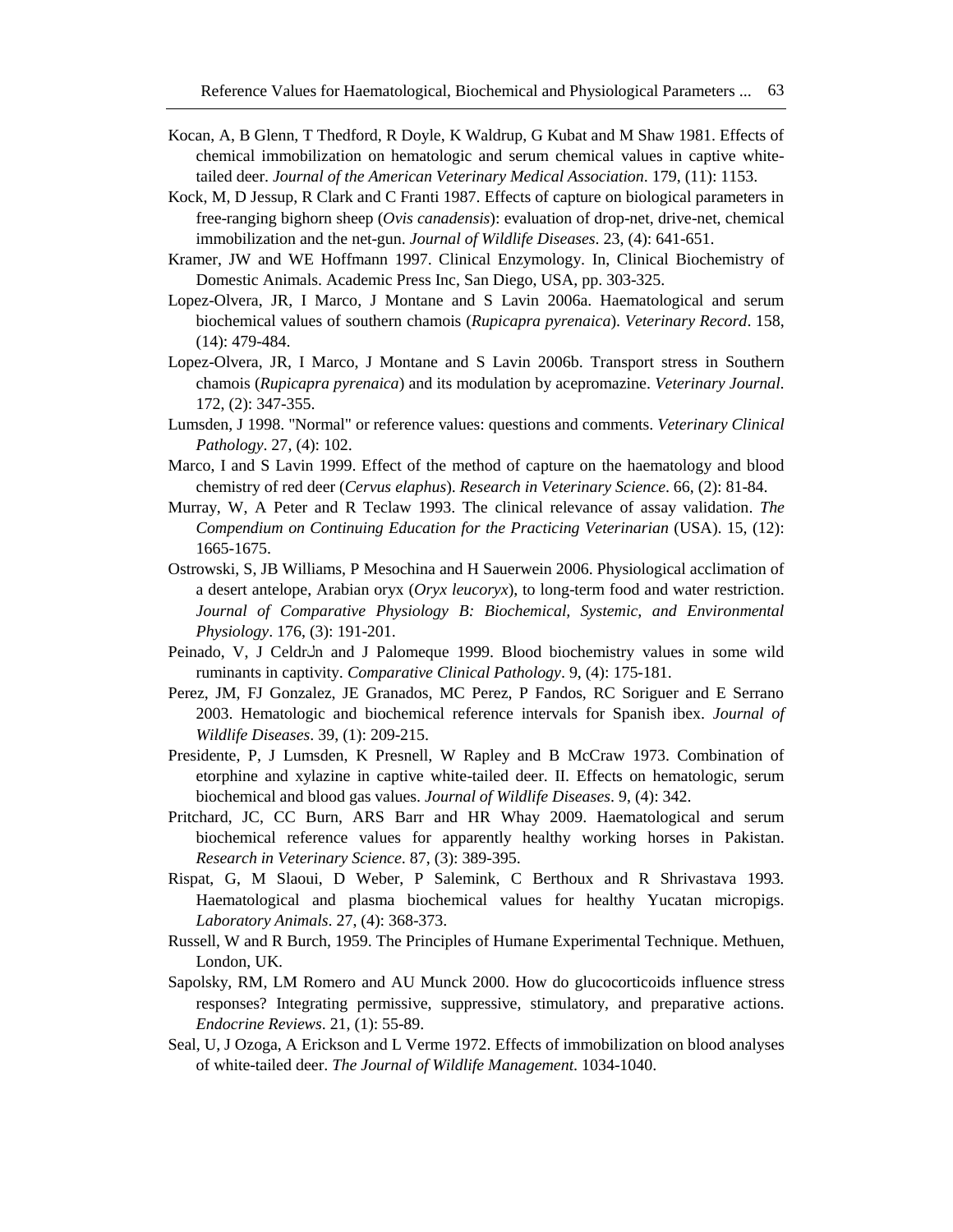Kocan, A, B Glenn, T Thedford, R Doyle, K Waldrup, G Kubat and M Shaw 1981. Effects of chemical immobilization on hematologic and serum chemical values in captive white-tailed deer. *Journal of the American Veterinary Medical Association*. 179, (11): 1153.

Kock, M, D Jessup, R Clark and C Franti 1987. Effects of capture on biological parameters in free-ranging bighorn sheep (*Ovis canadensis*): evaluation of drop-net, drive-net, chemical immobilization and the net-gun. *Journal of Wildlife Diseases*. 23, (4): 641-651.

Kramer, JW and WE Hoffmann 1997. Clinical Enzymology. In, Clinical Biochemistry of Domestic Animals. Academic Press Inc, San Diego, USA, pp. 303-325.

Lopez-Olvera, JR, I Marco, J Montane and S Lavin 2006a. Haematological and serum biochemical values of southern chamois (*Rupicapra pyrenaica*). *Veterinary Record*. 158, (14): 479-484.

Lopez-Olvera, JR, I Marco, J Montane and S Lavin 2006b. Transport stress in Southern chamois (*Rupicapra pyrenaica*) and its modulation by acepromazine. *Veterinary Journal*. 172, (2): 347-355.

Lumsden, J 1998. "Normal" or reference values: questions and comments. *Veterinary Clinical Pathology*. 27, (4): 102.

Marco, I and S Lavin 1999. Effect of the method of capture on the haematology and blood chemistry of red deer (*Cervus elaphus*). *Research in Veterinary Science*. 66, (2): 81-84.

Murray, W, A Peter and R Teclaw 1993. The clinical relevance of assay validation. *The Compendium on Continuing Education for the Practicing Veterinarian* (USA). 15, (12): 1665-1675.

Ostrowski, S, JB Williams, P Mesochina and H Sauerwein 2006. Physiological acclimation of a desert antelope, Arabian oryx (*Oryx leucoryx*), to long-term food and water restriction. *Journal of Comparative Physiology B: Biochemical, Systemic, and Environmental Physiology*. 176, (3): 191-201.

Peinado, V, J CeldrԺn and J Palomeque 1999. Blood biochemistry values in some wild ruminants in captivity. *Comparative Clinical Pathology*. 9, (4): 175-181.

Perez, JM, FJ Gonzalez, JE Granados, MC Perez, P Fandos, RC Soriguer and E Serrano 2003. Hematologic and biochemical reference intervals for Spanish ibex. *Journal of Wildlife Diseases*. 39, (1): 209-215.

Presidente, P, J Lumsden, K Presnell, W Rapley and B McCraw 1973. Combination of etorphine and xylazine in captive white-tailed deer. II. Effects on hematologic, serum biochemical and blood gas values. *Journal of Wildlife Diseases*. 9, (4): 342.

Pritchard, JC, CC Burn, ARS Barr and HR Whay 2009. Haematological and serum biochemical reference values for apparently healthy working horses in Pakistan. *Research in Veterinary Science*. 87, (3): 389-395.

Rispat, G, M Slaoui, D Weber, P Salemink, C Berthoux and R Shrivastava 1993. Haematological and plasma biochemical values for healthy Yucatan micropigs. *Laboratory Animals*. 27, (4): 368-373.

Russell, W and R Burch, 1959. The Principles of Humane Experimental Technique. Methuen, London, UK.

Sapolsky, RM, LM Romero and AU Munck 2000. How do glucocorticoids influence stress responses? Integrating permissive, suppressive, stimulatory, and preparative actions. *Endocrine Reviews*. 21, (1): 55-89.

Seal, U, J Ozoga, A Erickson and L Verme 1972. Effects of immobilization on blood analyses of white-tailed deer. *The Journal of Wildlife Management*. 1034-1040.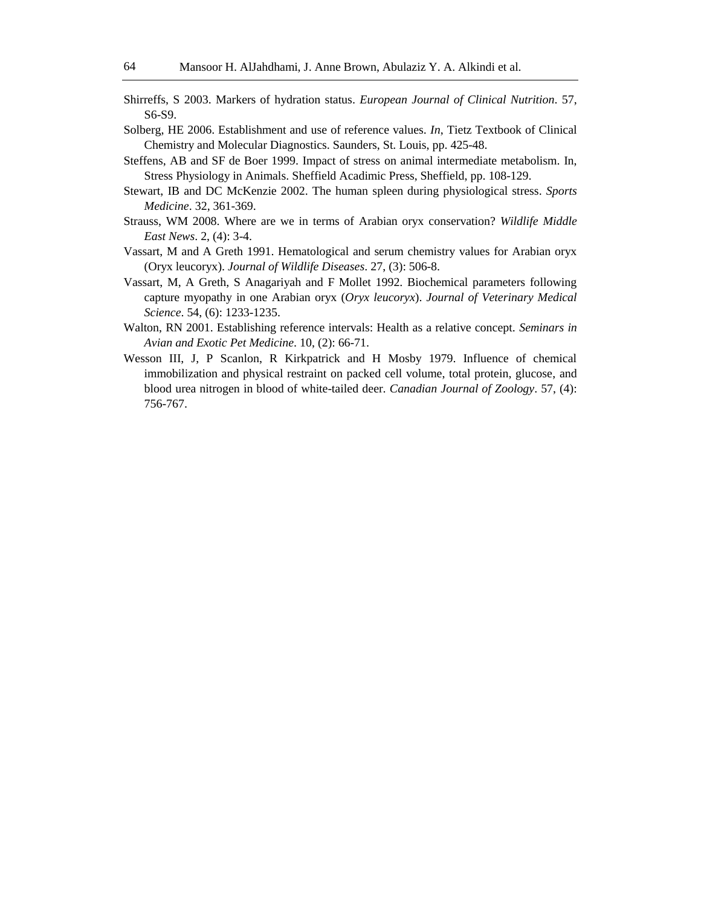Shirreffs, S 2003. Markers of hydration status. *European Journal of Clinical Nutrition*. 57, S6-S9.

Solberg, HE 2006. Establishment and use of reference values. *In*, Tietz Textbook of Clinical Chemistry and Molecular Diagnostics. Saunders, St. Louis, pp. 425-48.

Steffens, AB and SF de Boer 1999. Impact of stress on animal intermediate metabolism. In, Stress Physiology in Animals. Sheffield Acadimic Press, Sheffield, pp. 108-129.

Stewart, IB and DC McKenzie 2002. The human spleen during physiological stress. *Sports Medicine*. 32, 361-369.

Strauss, WM 2008. Where are we in terms of Arabian oryx conservation? *Wildlife Middle East News*. 2, (4): 3-4.

Vassart, M and A Greth 1991. Hematological and serum chemistry values for Arabian oryx (Oryx leucoryx). *Journal of Wildlife Diseases*. 27, (3): 506-8.

Vassart, M, A Greth, S Anagariyah and F Mollet 1992. Biochemical parameters following capture myopathy in one Arabian oryx (*Oryx leucoryx*). *Journal of Veterinary Medical Science*. 54, (6): 1233-1235.

Walton, RN 2001. Establishing reference intervals: Health as a relative concept. *Seminars in Avian and Exotic Pet Medicine*. 10, (2): 66-71.

Wesson III, J, P Scanlon, R Kirkpatrick and H Mosby 1979. Influence of chemical immobilization and physical restraint on packed cell volume, total protein, glucose, and blood urea nitrogen in blood of white-tailed deer. *Canadian Journal of Zoology*. 57, (4): 756-767.